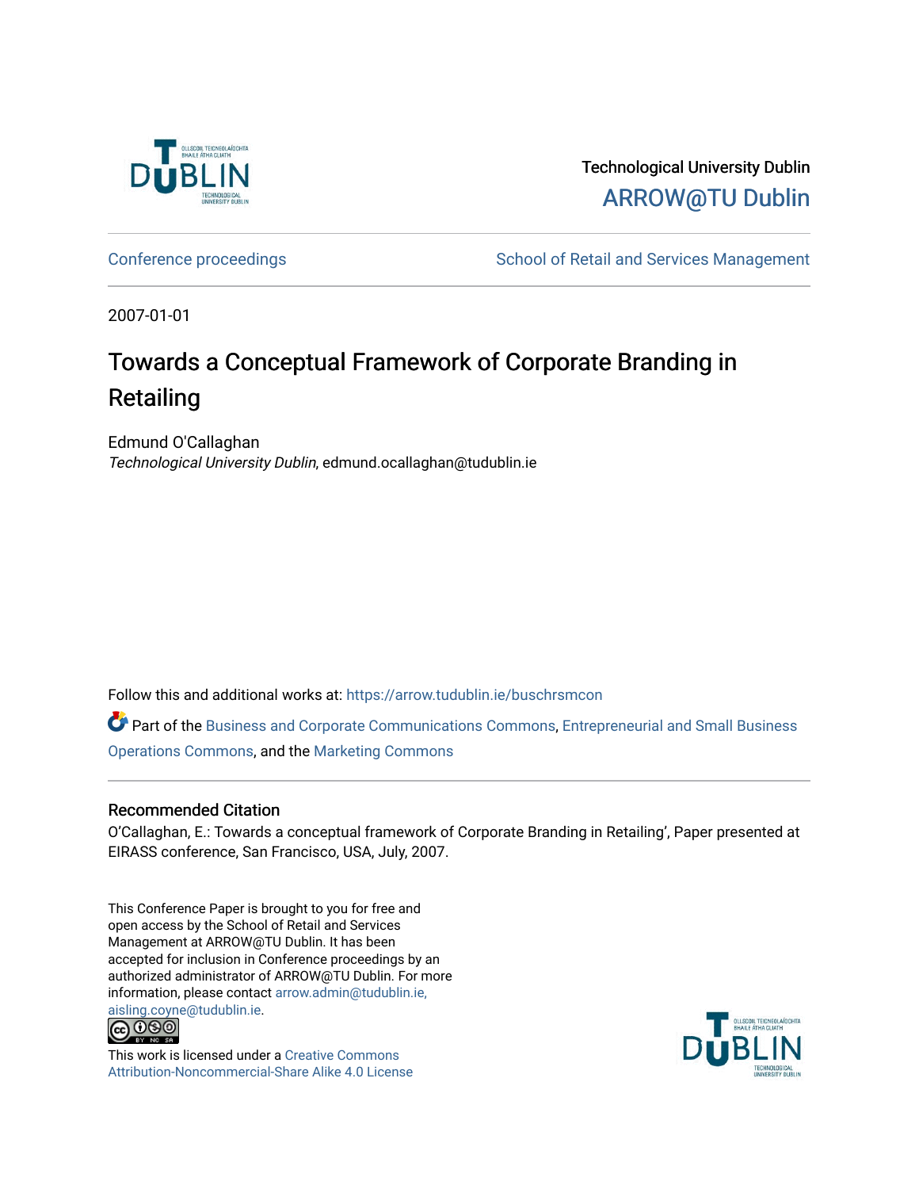Technological University Dublin

ARROW@TU Dublin

Conference proceedings

School of Retail and Services Management

2007-01-01

# Towards a Conceptual Framework of Corporate Branding in Retailing

Edmund O'Callaghan

*Technological University Dublin*, edmund.ocallaghan@tudublin.ie

Follow this and additional works at: https://arrow.tudublin.ie/buschrsmcon

Part of the Business and Corporate Communications Commons, Entrepreneurial and Small Business Operations Commons, and the Marketing Commons

## Recommended Citation

O'Callaghan, E.: Towards a conceptual framework of Corporate Branding in Retailing', Paper presented at EIRASS conference, San Francisco, USA, July, 2007.

This Conference Paper is brought to you for free and open access by the School of Retail and Services Management at ARROW@TU Dublin. It has been accepted for inclusion in Conference proceedings by an authorized administrator of ARROW@TU Dublin. For more information, please contact arrow.admin@tudublin.ie, aisling.coyne@tudublin.ie.

This work is licensed under a Creative Commons Attribution-Noncommercial-Share Alike 4.0 License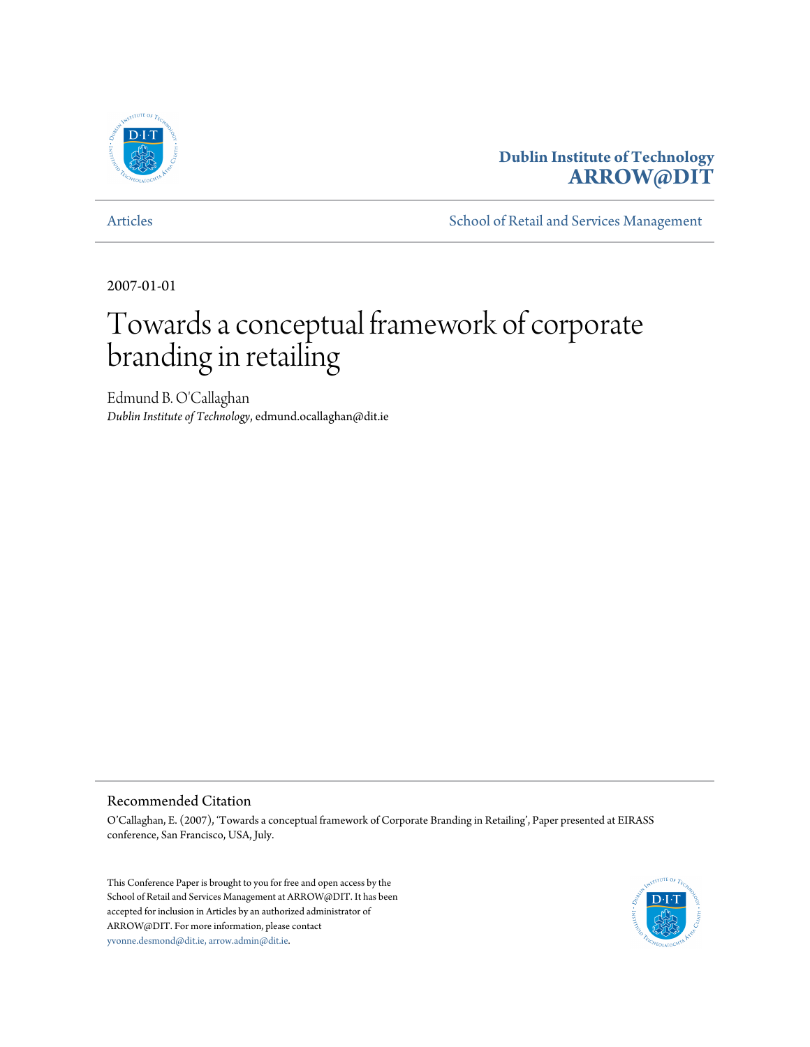Dublin Institute of Technology
**ARROW@DIT**

Articles | School of Retail and Services Management

2007-01-01

# Towards a conceptual framework of corporate branding in retailing

Edmund B. O'Callaghan
*Dublin Institute of Technology*, edmund.ocallaghan@dit.ie

## Recommended Citation

O'Callaghan, E. (2007), 'Towards a conceptual framework of Corporate Branding in Retailing', Paper presented at EIRASS conference, San Francisco, USA, July.

This Conference Paper is brought to you for free and open access by the School of Retail and Services Management at ARROW@DIT. It has been accepted for inclusion in Articles by an authorized administrator of ARROW@DIT. For more information, please contact yvonne.desmond@dit.ie, arrow.admin@dit.ie.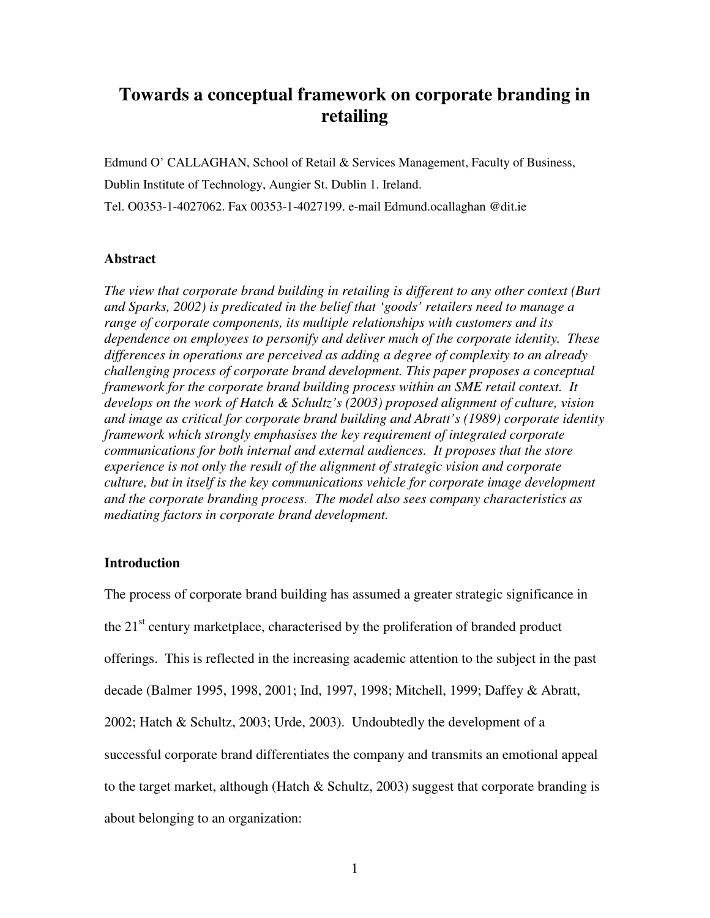# Towards a conceptual framework on corporate branding in retailing

Edmund O' CALLAGHAN, School of Retail & Services Management, Faculty of Business, Dublin Institute of Technology, Aungier St. Dublin 1. Ireland.

Tel. O0353-1-4027062. Fax 00353-1-4027199. e-mail Edmund.ocallaghan @dit.ie

### Abstract

*The view that corporate brand building in retailing is different to any other context (Burt and Sparks, 2002) is predicated in the belief that 'goods' retailers need to manage a range of corporate components, its multiple relationships with customers and its dependence on employees to personify and deliver much of the corporate identity. These differences in operations are perceived as adding a degree of complexity to an already challenging process of corporate brand development. This paper proposes a conceptual framework for the corporate brand building process within an SME retail context. It develops on the work of Hatch & Schultz's (2003) proposed alignment of culture, vision and image as critical for corporate brand building and Abratt's (1989) corporate identity framework which strongly emphasises the key requirement of integrated corporate communications for both internal and external audiences. It proposes that the store experience is not only the result of the alignment of strategic vision and corporate culture, but in itself is the key communications vehicle for corporate image development and the corporate branding process. The model also sees company characteristics as mediating factors in corporate brand development.*

### Introduction

The process of corporate brand building has assumed a greater strategic significance in the 21st century marketplace, characterised by the proliferation of branded product offerings. This is reflected in the increasing academic attention to the subject in the past decade (Balmer 1995, 1998, 2001; Ind, 1997, 1998; Mitchell, 1999; Daffey & Abratt, 2002; Hatch & Schultz, 2003; Urde, 2003). Undoubtedly the development of a successful corporate brand differentiates the company and transmits an emotional appeal to the target market, although (Hatch & Schultz, 2003) suggest that corporate branding is about belonging to an organization: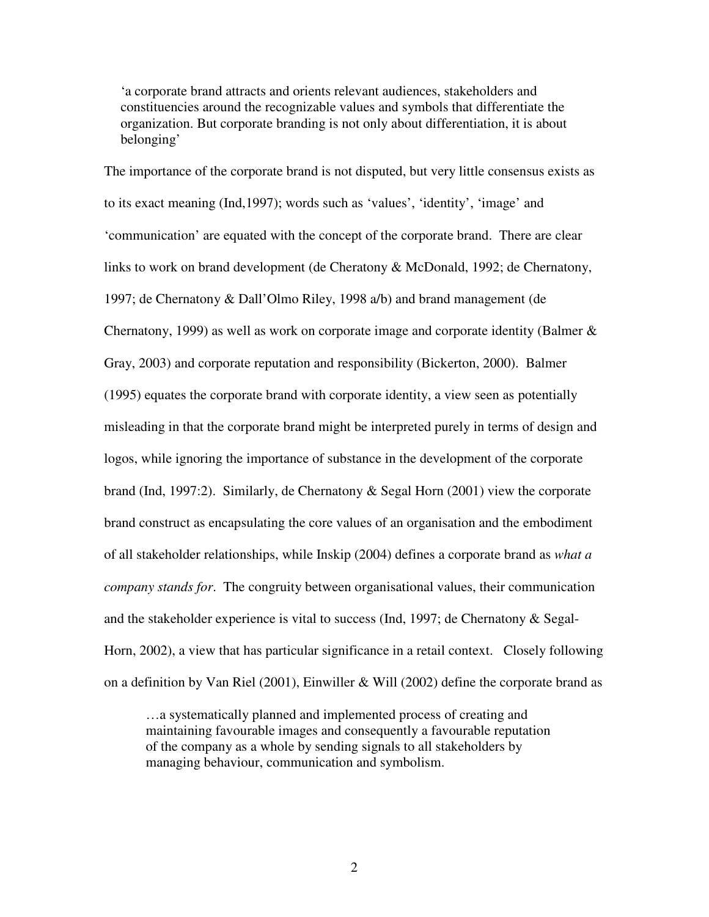> 'a corporate brand attracts and orients relevant audiences, stakeholders and constituencies around the recognizable values and symbols that differentiate the organization. But corporate branding is not only about differentiation, it is about belonging'

The importance of the corporate brand is not disputed, but very little consensus exists as to its exact meaning (Ind,1997); words such as 'values', 'identity', 'image' and 'communication' are equated with the concept of the corporate brand. There are clear links to work on brand development (de Cheratony & McDonald, 1992; de Chernatony, 1997; de Chernatony & Dall'Olmo Riley, 1998 a/b) and brand management (de Chernatony, 1999) as well as work on corporate image and corporate identity (Balmer & Gray, 2003) and corporate reputation and responsibility (Bickerton, 2000). Balmer (1995) equates the corporate brand with corporate identity, a view seen as potentially misleading in that the corporate brand might be interpreted purely in terms of design and logos, while ignoring the importance of substance in the development of the corporate brand (Ind, 1997:2). Similarly, de Chernatony & Segal Horn (2001) view the corporate brand construct as encapsulating the core values of an organisation and the embodiment of all stakeholder relationships, while Inskip (2004) defines a corporate brand as *what a company stands for*. The congruity between organisational values, their communication and the stakeholder experience is vital to success (Ind, 1997; de Chernatony & Segal-Horn, 2002), a view that has particular significance in a retail context. Closely following on a definition by Van Riel (2001), Einwiller & Will (2002) define the corporate brand as

> …a systematically planned and implemented process of creating and maintaining favourable images and consequently a favourable reputation of the company as a whole by sending signals to all stakeholders by managing behaviour, communication and symbolism.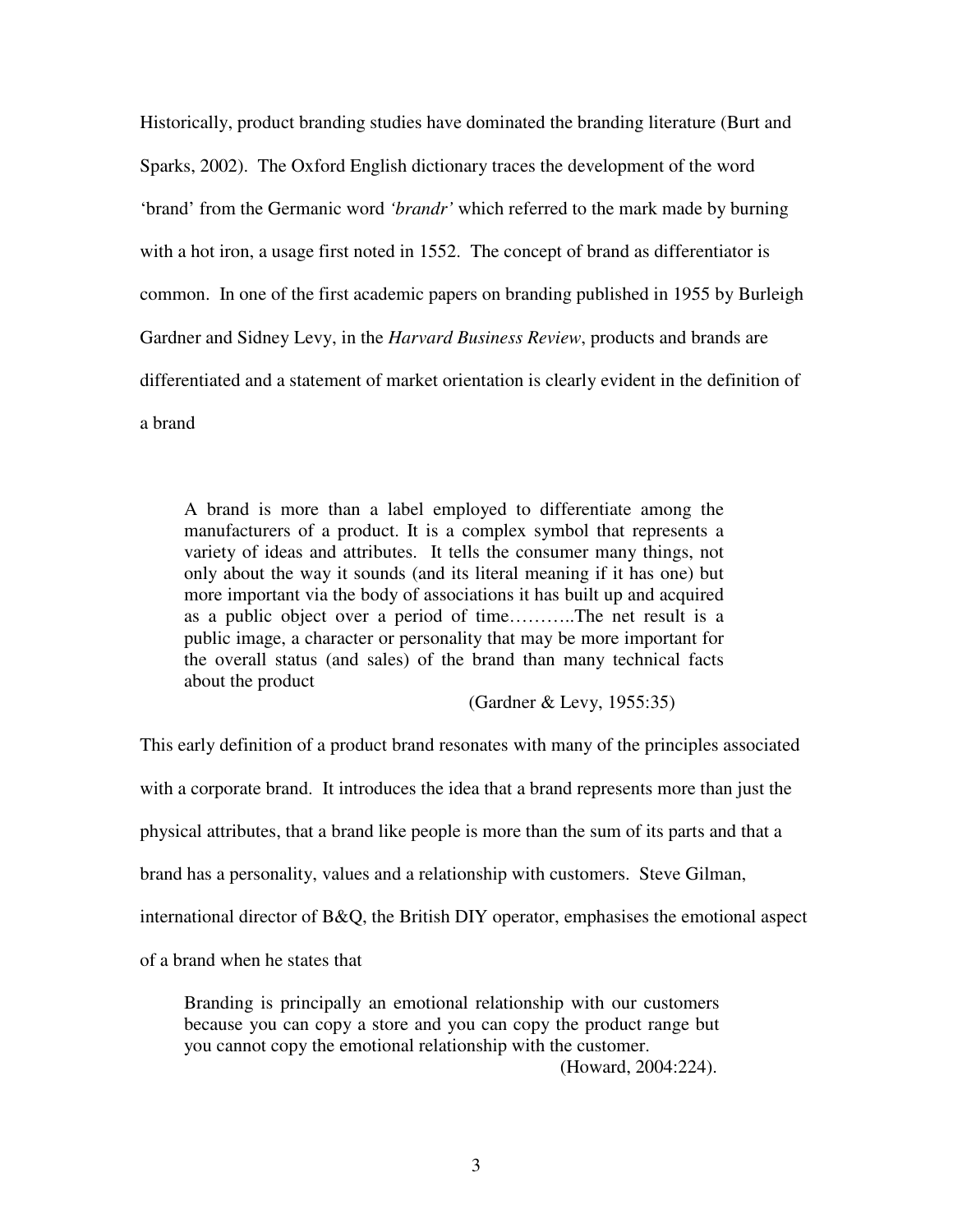Historically, product branding studies have dominated the branding literature (Burt and Sparks, 2002). The Oxford English dictionary traces the development of the word 'brand' from the Germanic word *'brandr'* which referred to the mark made by burning with a hot iron, a usage first noted in 1552. The concept of brand as differentiator is common. In one of the first academic papers on branding published in 1955 by Burleigh Gardner and Sidney Levy, in the *Harvard Business Review*, products and brands are differentiated and a statement of market orientation is clearly evident in the definition of a brand

> A brand is more than a label employed to differentiate among the manufacturers of a product. It is a complex symbol that represents a variety of ideas and attributes. It tells the consumer many things, not only about the way it sounds (and its literal meaning if it has one) but more important via the body of associations it has built up and acquired as a public object over a period of time………..The net result is a public image, a character or personality that may be more important for the overall status (and sales) of the brand than many technical facts about the product
>
> (Gardner & Levy, 1955:35)

This early definition of a product brand resonates with many of the principles associated with a corporate brand. It introduces the idea that a brand represents more than just the physical attributes, that a brand like people is more than the sum of its parts and that a brand has a personality, values and a relationship with customers. Steve Gilman, international director of B&Q, the British DIY operator, emphasises the emotional aspect of a brand when he states that

> Branding is principally an emotional relationship with our customers because you can copy a store and you can copy the product range but you cannot copy the emotional relationship with the customer.
>
> (Howard, 2004:224).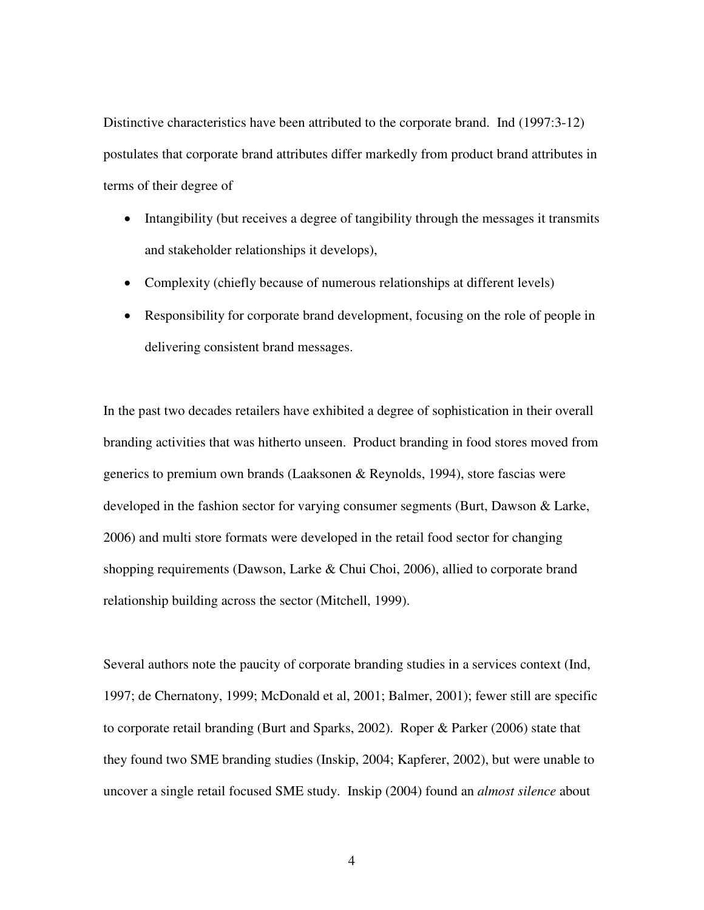Distinctive characteristics have been attributed to the corporate brand. Ind (1997:3-12) postulates that corporate brand attributes differ markedly from product brand attributes in terms of their degree of

- Intangibility (but receives a degree of tangibility through the messages it transmits and stakeholder relationships it develops),
- Complexity (chiefly because of numerous relationships at different levels)
- Responsibility for corporate brand development, focusing on the role of people in delivering consistent brand messages.

In the past two decades retailers have exhibited a degree of sophistication in their overall branding activities that was hitherto unseen. Product branding in food stores moved from generics to premium own brands (Laaksonen & Reynolds, 1994), store fascias were developed in the fashion sector for varying consumer segments (Burt, Dawson & Larke, 2006) and multi store formats were developed in the retail food sector for changing shopping requirements (Dawson, Larke & Chui Choi, 2006), allied to corporate brand relationship building across the sector (Mitchell, 1999).

Several authors note the paucity of corporate branding studies in a services context (Ind, 1997; de Chernatony, 1999; McDonald et al, 2001; Balmer, 2001); fewer still are specific to corporate retail branding (Burt and Sparks, 2002). Roper & Parker (2006) state that they found two SME branding studies (Inskip, 2004; Kapferer, 2002), but were unable to uncover a single retail focused SME study. Inskip (2004) found an *almost silence* about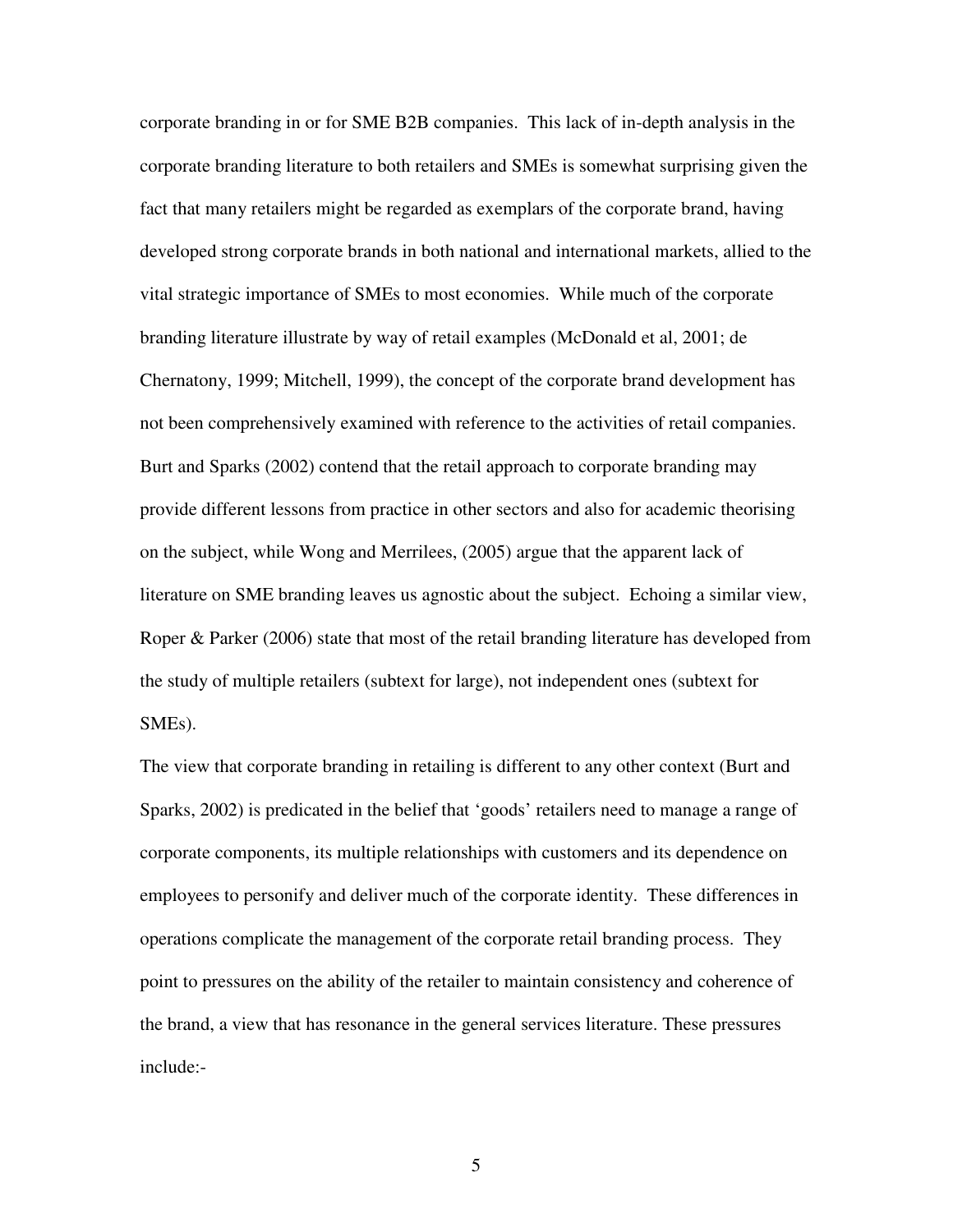corporate branding in or for SME B2B companies. This lack of in-depth analysis in the corporate branding literature to both retailers and SMEs is somewhat surprising given the fact that many retailers might be regarded as exemplars of the corporate brand, having developed strong corporate brands in both national and international markets, allied to the vital strategic importance of SMEs to most economies. While much of the corporate branding literature illustrate by way of retail examples (McDonald et al, 2001; de Chernatony, 1999; Mitchell, 1999), the concept of the corporate brand development has not been comprehensively examined with reference to the activities of retail companies. Burt and Sparks (2002) contend that the retail approach to corporate branding may provide different lessons from practice in other sectors and also for academic theorising on the subject, while Wong and Merrilees, (2005) argue that the apparent lack of literature on SME branding leaves us agnostic about the subject. Echoing a similar view, Roper & Parker (2006) state that most of the retail branding literature has developed from the study of multiple retailers (subtext for large), not independent ones (subtext for SMEs).

The view that corporate branding in retailing is different to any other context (Burt and Sparks, 2002) is predicated in the belief that 'goods' retailers need to manage a range of corporate components, its multiple relationships with customers and its dependence on employees to personify and deliver much of the corporate identity. These differences in operations complicate the management of the corporate retail branding process. They point to pressures on the ability of the retailer to maintain consistency and coherence of the brand, a view that has resonance in the general services literature. These pressures include:-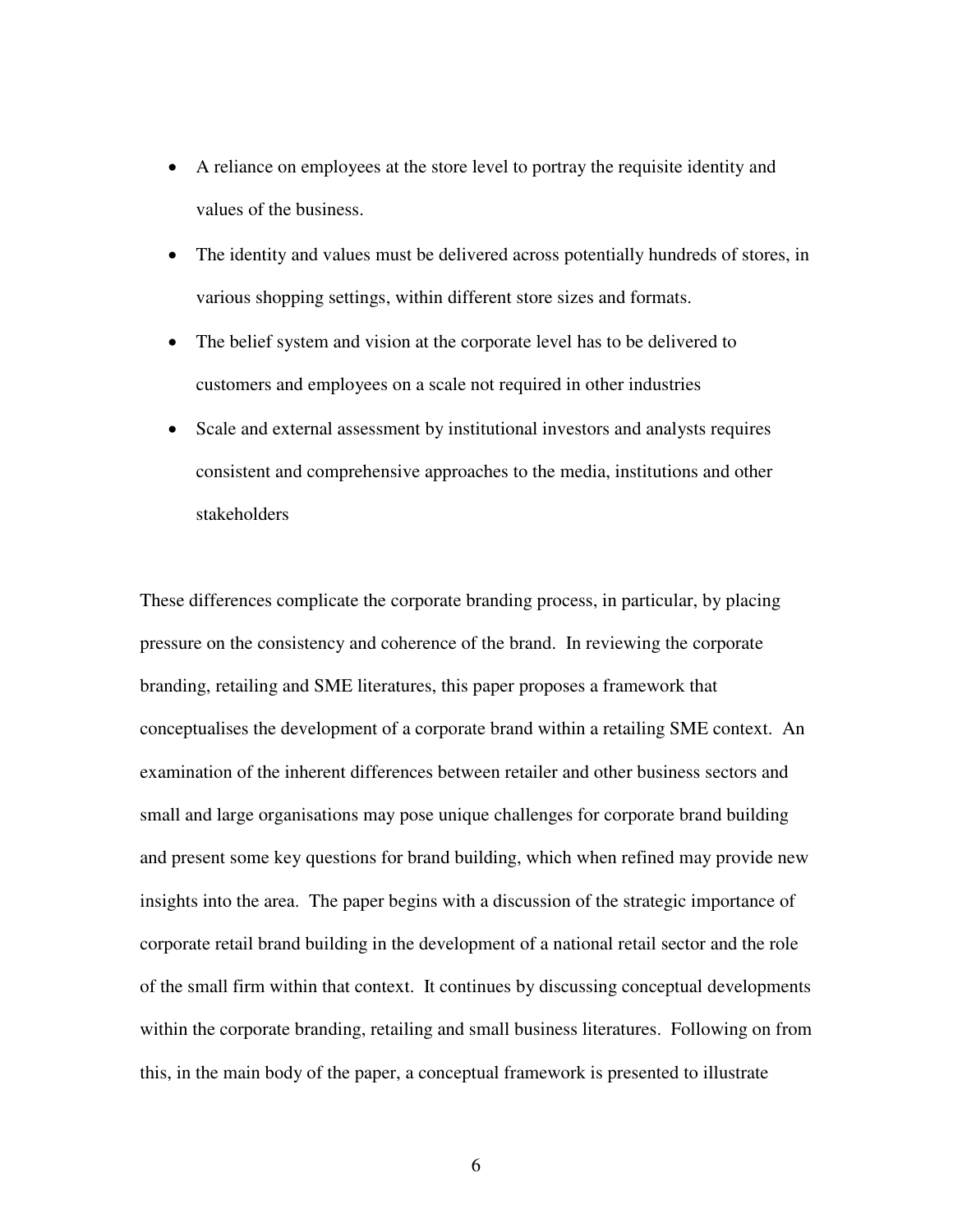- A reliance on employees at the store level to portray the requisite identity and values of the business.
- The identity and values must be delivered across potentially hundreds of stores, in various shopping settings, within different store sizes and formats.
- The belief system and vision at the corporate level has to be delivered to customers and employees on a scale not required in other industries
- Scale and external assessment by institutional investors and analysts requires consistent and comprehensive approaches to the media, institutions and other stakeholders

These differences complicate the corporate branding process, in particular, by placing pressure on the consistency and coherence of the brand. In reviewing the corporate branding, retailing and SME literatures, this paper proposes a framework that conceptualises the development of a corporate brand within a retailing SME context. An examination of the inherent differences between retailer and other business sectors and small and large organisations may pose unique challenges for corporate brand building and present some key questions for brand building, which when refined may provide new insights into the area. The paper begins with a discussion of the strategic importance of corporate retail brand building in the development of a national retail sector and the role of the small firm within that context. It continues by discussing conceptual developments within the corporate branding, retailing and small business literatures. Following on from this, in the main body of the paper, a conceptual framework is presented to illustrate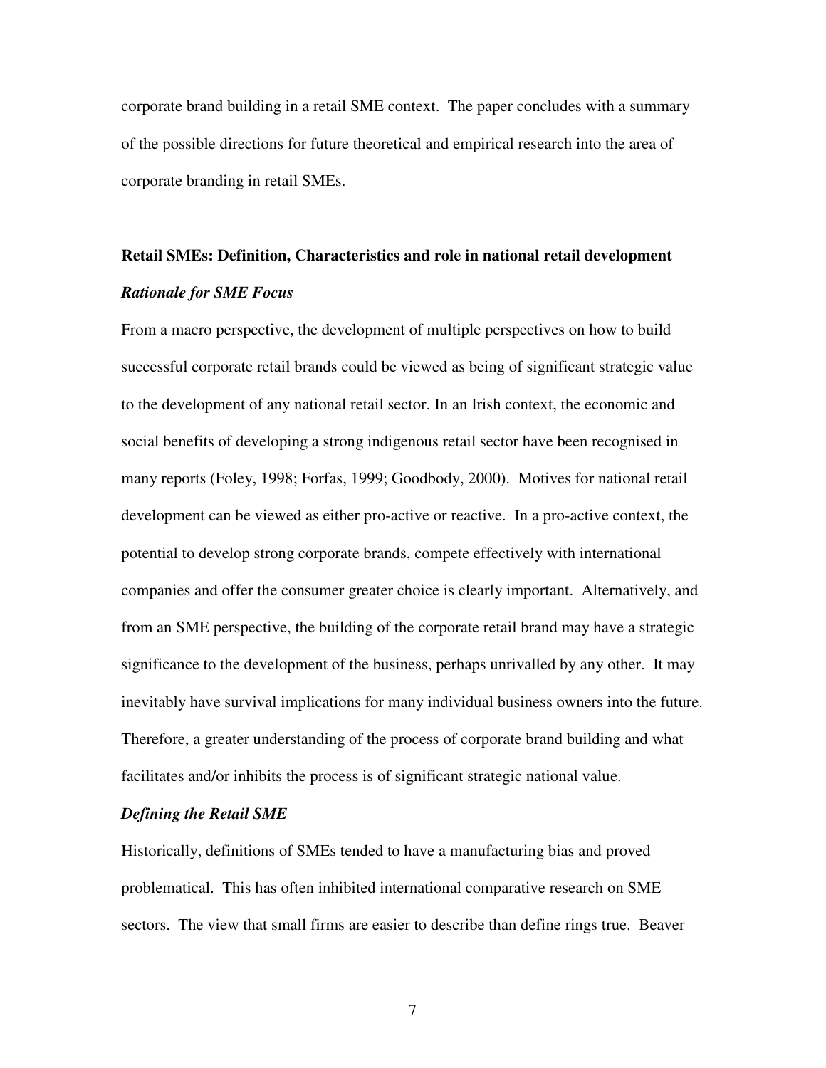corporate brand building in a retail SME context. The paper concludes with a summary of the possible directions for future theoretical and empirical research into the area of corporate branding in retail SMEs.

## Retail SMEs: Definition, Characteristics and role in national retail development

### *Rationale for SME Focus*

From a macro perspective, the development of multiple perspectives on how to build successful corporate retail brands could be viewed as being of significant strategic value to the development of any national retail sector. In an Irish context, the economic and social benefits of developing a strong indigenous retail sector have been recognised in many reports (Foley, 1998; Forfas, 1999; Goodbody, 2000). Motives for national retail development can be viewed as either pro-active or reactive. In a pro-active context, the potential to develop strong corporate brands, compete effectively with international companies and offer the consumer greater choice is clearly important. Alternatively, and from an SME perspective, the building of the corporate retail brand may have a strategic significance to the development of the business, perhaps unrivalled by any other. It may inevitably have survival implications for many individual business owners into the future. Therefore, a greater understanding of the process of corporate brand building and what facilitates and/or inhibits the process is of significant strategic national value.

### *Defining the Retail SME*

Historically, definitions of SMEs tended to have a manufacturing bias and proved problematical. This has often inhibited international comparative research on SME sectors. The view that small firms are easier to describe than define rings true. Beaver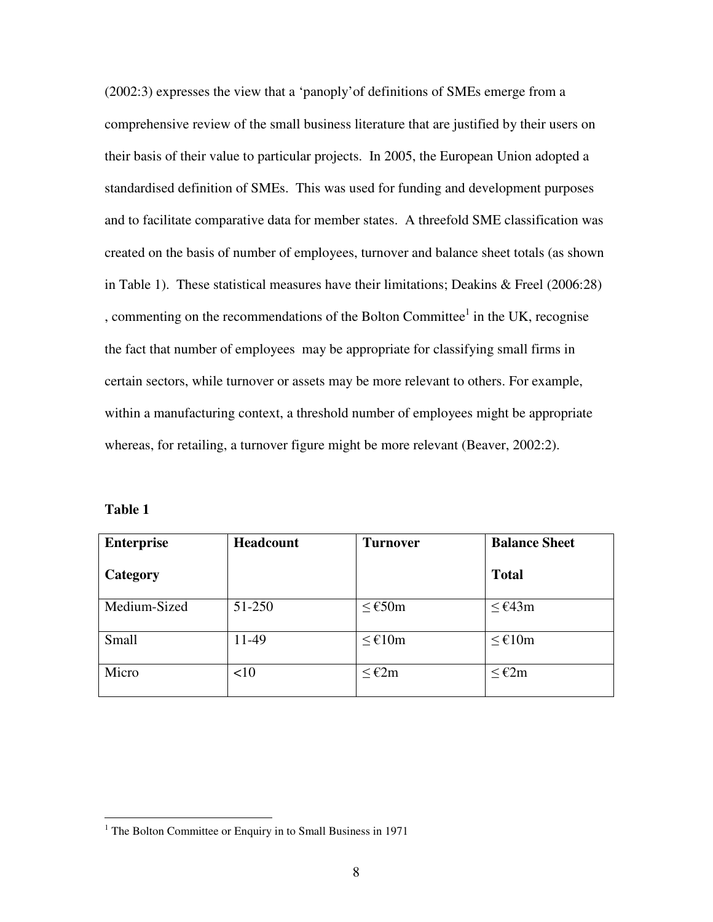(2002:3) expresses the view that a 'panoply'of definitions of SMEs emerge from a comprehensive review of the small business literature that are justified by their users on their basis of their value to particular projects. In 2005, the European Union adopted a standardised definition of SMEs. This was used for funding and development purposes and to facilitate comparative data for member states. A threefold SME classification was created on the basis of number of employees, turnover and balance sheet totals (as shown in Table 1). These statistical measures have their limitations; Deakins & Freel (2006:28) , commenting on the recommendations of the Bolton Committee[1] in the UK, recognise the fact that number of employees may be appropriate for classifying small firms in certain sectors, while turnover or assets may be more relevant to others. For example, within a manufacturing context, a threshold number of employees might be appropriate whereas, for retailing, a turnover figure might be more relevant (Beaver, 2002:2).

**Table 1**

| **Enterprise Category** | **Headcount** | **Turnover** | **Balance Sheet Total** |
|---|---|---|---|
| Medium-Sized | 51-250 | ≤ €50m | ≤ €43m |
| Small | 11-49 | ≤ €10m | ≤ €10m |
| Micro | <10 | ≤ €2m | ≤ €2m |

[1] The Bolton Committee or Enquiry in to Small Business in 1971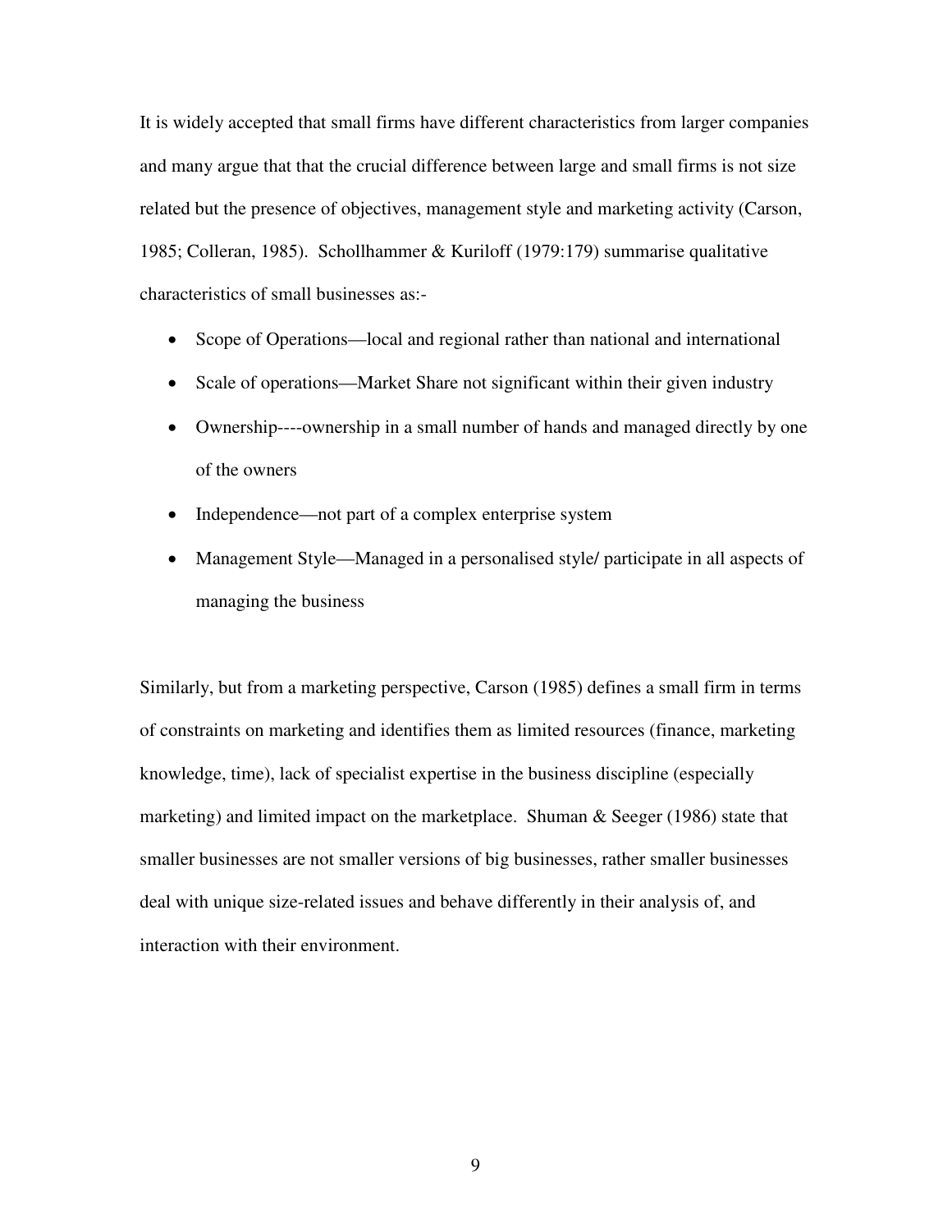It is widely accepted that small firms have different characteristics from larger companies and many argue that that the crucial difference between large and small firms is not size related but the presence of objectives, management style and marketing activity (Carson, 1985; Colleran, 1985). Schollhammer & Kuriloff (1979:179) summarise qualitative characteristics of small businesses as:-

- Scope of Operations—local and regional rather than national and international
- Scale of operations—Market Share not significant within their given industry
- Ownership----ownership in a small number of hands and managed directly by one of the owners
- Independence—not part of a complex enterprise system
- Management Style—Managed in a personalised style/ participate in all aspects of managing the business

Similarly, but from a marketing perspective, Carson (1985) defines a small firm in terms of constraints on marketing and identifies them as limited resources (finance, marketing knowledge, time), lack of specialist expertise in the business discipline (especially marketing) and limited impact on the marketplace. Shuman & Seeger (1986) state that smaller businesses are not smaller versions of big businesses, rather smaller businesses deal with unique size-related issues and behave differently in their analysis of, and interaction with their environment.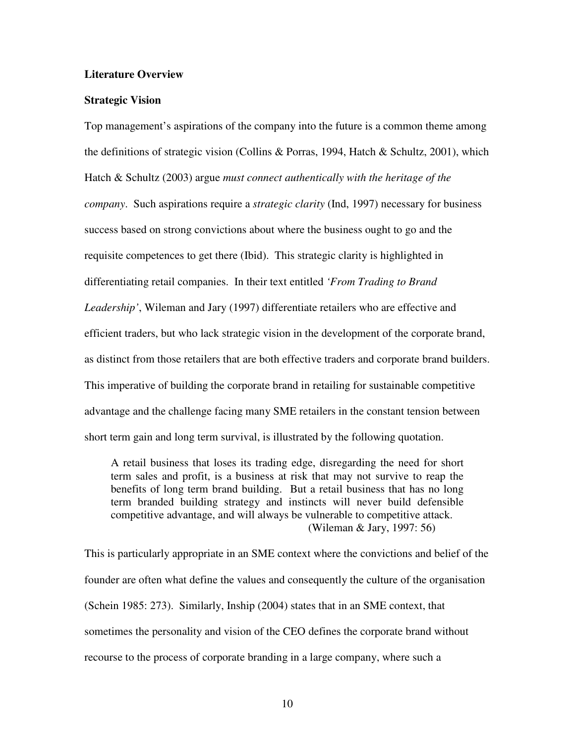**Literature Overview**

**Strategic Vision**

Top management's aspirations of the company into the future is a common theme among the definitions of strategic vision (Collins & Porras, 1994, Hatch & Schultz, 2001), which Hatch & Schultz (2003) argue *must connect authentically with the heritage of the company*. Such aspirations require a *strategic clarity* (Ind, 1997) necessary for business success based on strong convictions about where the business ought to go and the requisite competences to get there (Ibid). This strategic clarity is highlighted in differentiating retail companies. In their text entitled *'From Trading to Brand Leadership'*, Wileman and Jary (1997) differentiate retailers who are effective and efficient traders, but who lack strategic vision in the development of the corporate brand, as distinct from those retailers that are both effective traders and corporate brand builders. This imperative of building the corporate brand in retailing for sustainable competitive advantage and the challenge facing many SME retailers in the constant tension between short term gain and long term survival, is illustrated by the following quotation.

> A retail business that loses its trading edge, disregarding the need for short term sales and profit, is a business at risk that may not survive to reap the benefits of long term brand building. But a retail business that has no long term branded building strategy and instincts will never build defensible competitive advantage, and will always be vulnerable to competitive attack.
>
> (Wileman & Jary, 1997: 56)

This is particularly appropriate in an SME context where the convictions and belief of the founder are often what define the values and consequently the culture of the organisation (Schein 1985: 273). Similarly, Inship (2004) states that in an SME context, that sometimes the personality and vision of the CEO defines the corporate brand without recourse to the process of corporate branding in a large company, where such a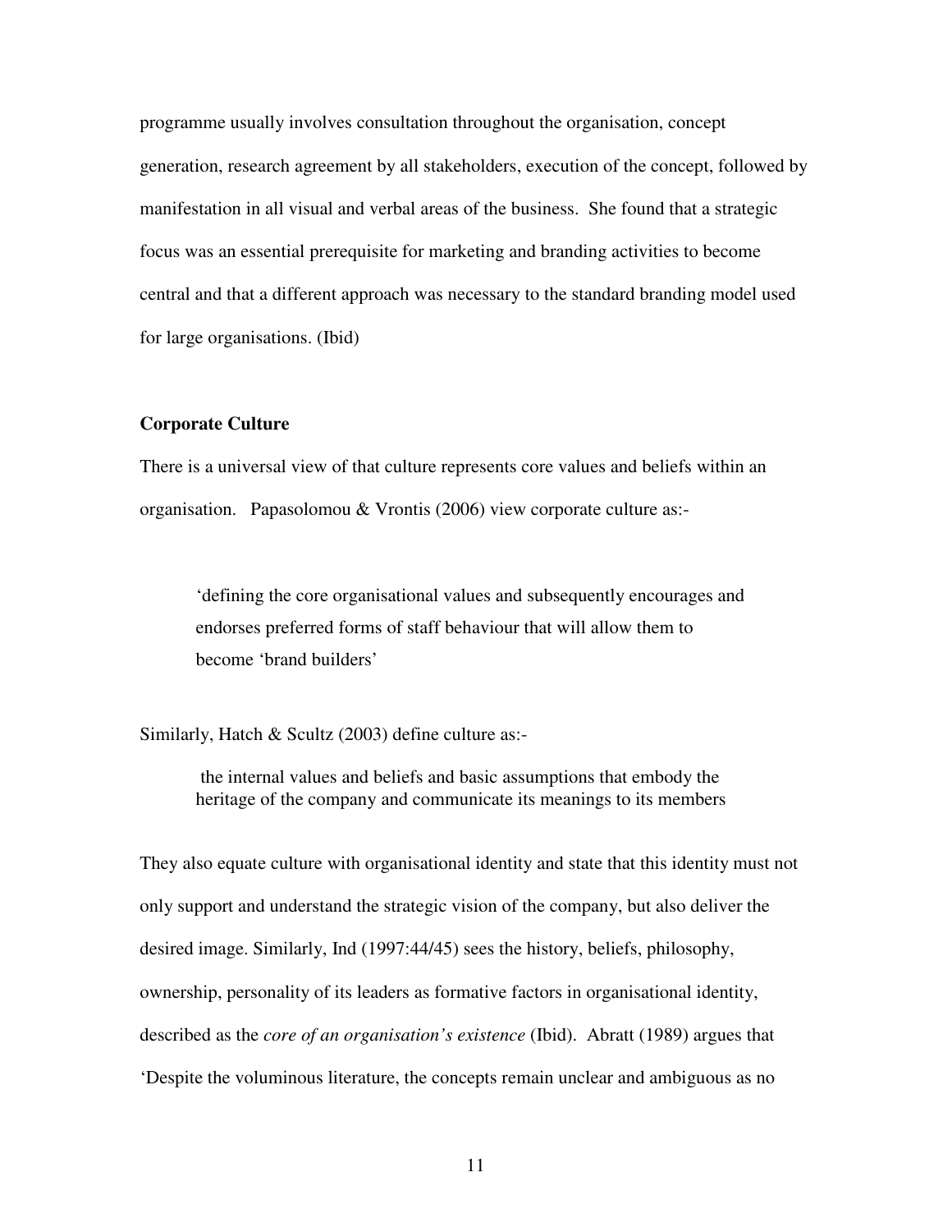programme usually involves consultation throughout the organisation, concept generation, research agreement by all stakeholders, execution of the concept, followed by manifestation in all visual and verbal areas of the business. She found that a strategic focus was an essential prerequisite for marketing and branding activities to become central and that a different approach was necessary to the standard branding model used for large organisations. (Ibid)

**Corporate Culture**

There is a universal view of that culture represents core values and beliefs within an organisation. Papasolomou & Vrontis (2006) view corporate culture as:-

> 'defining the core organisational values and subsequently encourages and endorses preferred forms of staff behaviour that will allow them to become 'brand builders'

Similarly, Hatch & Scultz (2003) define culture as:-

> the internal values and beliefs and basic assumptions that embody the heritage of the company and communicate its meanings to its members

They also equate culture with organisational identity and state that this identity must not only support and understand the strategic vision of the company, but also deliver the desired image. Similarly, Ind (1997:44/45) sees the history, beliefs, philosophy, ownership, personality of its leaders as formative factors in organisational identity, described as the *core of an organisation's existence* (Ibid). Abratt (1989) argues that 'Despite the voluminous literature, the concepts remain unclear and ambiguous as no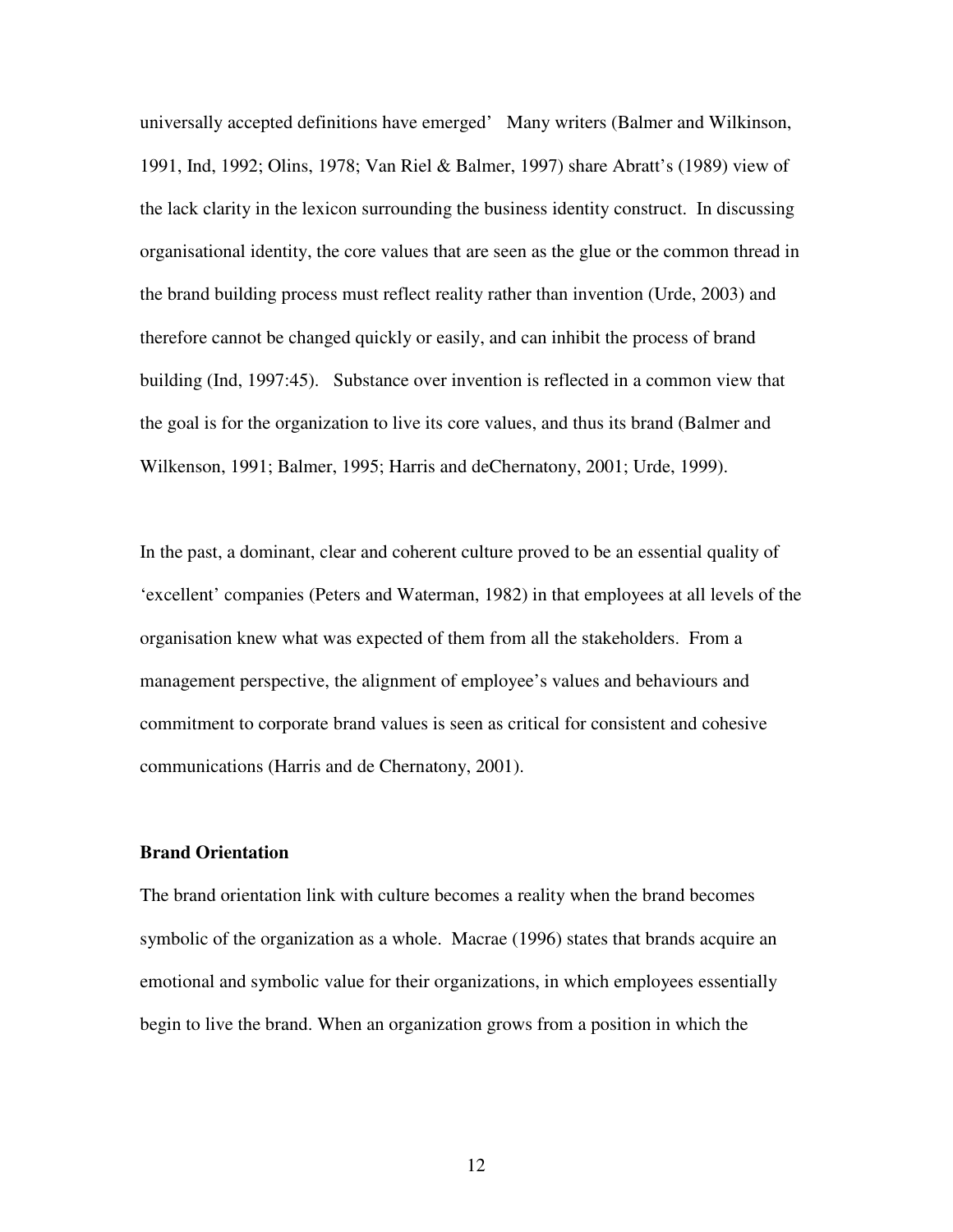universally accepted definitions have emerged'   Many writers (Balmer and Wilkinson, 1991, Ind, 1992; Olins, 1978; Van Riel & Balmer, 1997) share Abratt's (1989) view of the lack clarity in the lexicon surrounding the business identity construct.  In discussing organisational identity, the core values that are seen as the glue or the common thread in the brand building process must reflect reality rather than invention (Urde, 2003) and therefore cannot be changed quickly or easily, and can inhibit the process of brand building (Ind, 1997:45).   Substance over invention is reflected in a common view that the goal is for the organization to live its core values, and thus its brand (Balmer and Wilkenson, 1991; Balmer, 1995; Harris and deChernatony, 2001; Urde, 1999).

In the past, a dominant, clear and coherent culture proved to be an essential quality of 'excellent' companies (Peters and Waterman, 1982) in that employees at all levels of the organisation knew what was expected of them from all the stakeholders.  From a management perspective, the alignment of employee's values and behaviours and commitment to corporate brand values is seen as critical for consistent and cohesive communications (Harris and de Chernatony, 2001).

**Brand Orientation**

The brand orientation link with culture becomes a reality when the brand becomes symbolic of the organization as a whole.  Macrae (1996) states that brands acquire an emotional and symbolic value for their organizations, in which employees essentially begin to live the brand. When an organization grows from a position in which the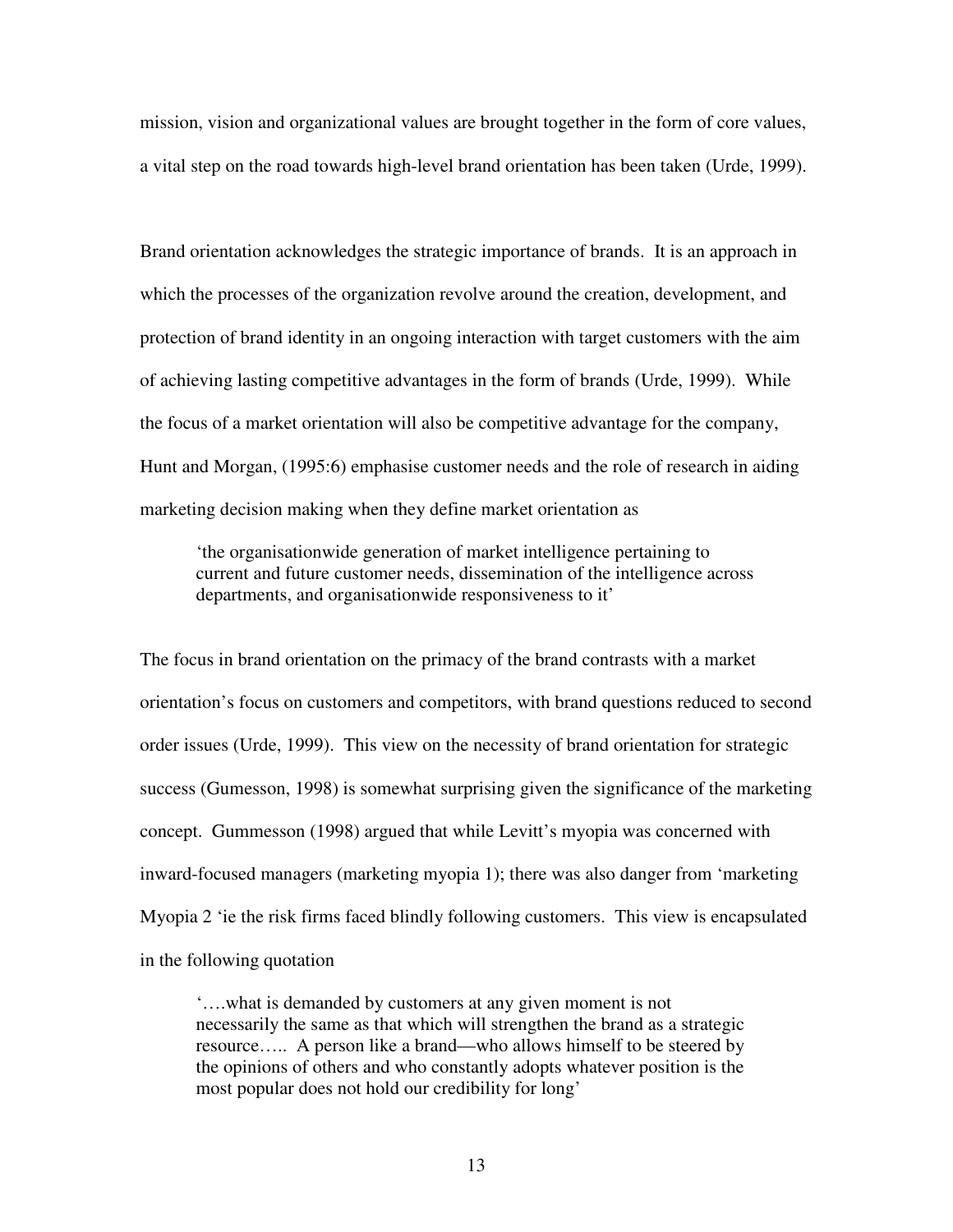mission, vision and organizational values are brought together in the form of core values, a vital step on the road towards high-level brand orientation has been taken (Urde, 1999).

Brand orientation acknowledges the strategic importance of brands. It is an approach in which the processes of the organization revolve around the creation, development, and protection of brand identity in an ongoing interaction with target customers with the aim of achieving lasting competitive advantages in the form of brands (Urde, 1999). While the focus of a market orientation will also be competitive advantage for the company, Hunt and Morgan, (1995:6) emphasise customer needs and the role of research in aiding marketing decision making when they define market orientation as

> 'the organisationwide generation of market intelligence pertaining to current and future customer needs, dissemination of the intelligence across departments, and organisationwide responsiveness to it'

The focus in brand orientation on the primacy of the brand contrasts with a market orientation's focus on customers and competitors, with brand questions reduced to second order issues (Urde, 1999). This view on the necessity of brand orientation for strategic success (Gumesson, 1998) is somewhat surprising given the significance of the marketing concept. Gummesson (1998) argued that while Levitt's myopia was concerned with inward-focused managers (marketing myopia 1); there was also danger from 'marketing Myopia 2 'ie the risk firms faced blindly following customers. This view is encapsulated in the following quotation

> '….what is demanded by customers at any given moment is not necessarily the same as that which will strengthen the brand as a strategic resource….. A person like a brand—who allows himself to be steered by the opinions of others and who constantly adopts whatever position is the most popular does not hold our credibility for long'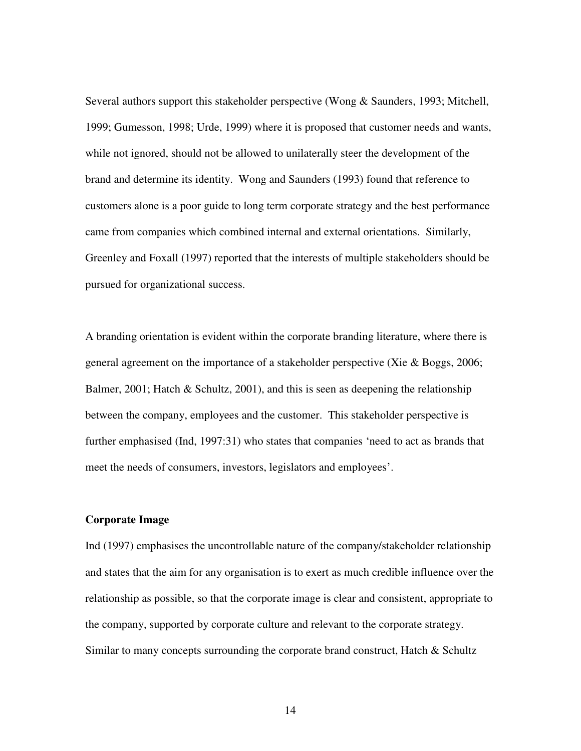Several authors support this stakeholder perspective (Wong & Saunders, 1993; Mitchell, 1999; Gumesson, 1998; Urde, 1999) where it is proposed that customer needs and wants, while not ignored, should not be allowed to unilaterally steer the development of the brand and determine its identity. Wong and Saunders (1993) found that reference to customers alone is a poor guide to long term corporate strategy and the best performance came from companies which combined internal and external orientations. Similarly, Greenley and Foxall (1997) reported that the interests of multiple stakeholders should be pursued for organizational success.

A branding orientation is evident within the corporate branding literature, where there is general agreement on the importance of a stakeholder perspective (Xie & Boggs, 2006; Balmer, 2001; Hatch & Schultz, 2001), and this is seen as deepening the relationship between the company, employees and the customer. This stakeholder perspective is further emphasised (Ind, 1997:31) who states that companies 'need to act as brands that meet the needs of consumers, investors, legislators and employees'.

**Corporate Image**

Ind (1997) emphasises the uncontrollable nature of the company/stakeholder relationship and states that the aim for any organisation is to exert as much credible influence over the relationship as possible, so that the corporate image is clear and consistent, appropriate to the company, supported by corporate culture and relevant to the corporate strategy. Similar to many concepts surrounding the corporate brand construct, Hatch & Schultz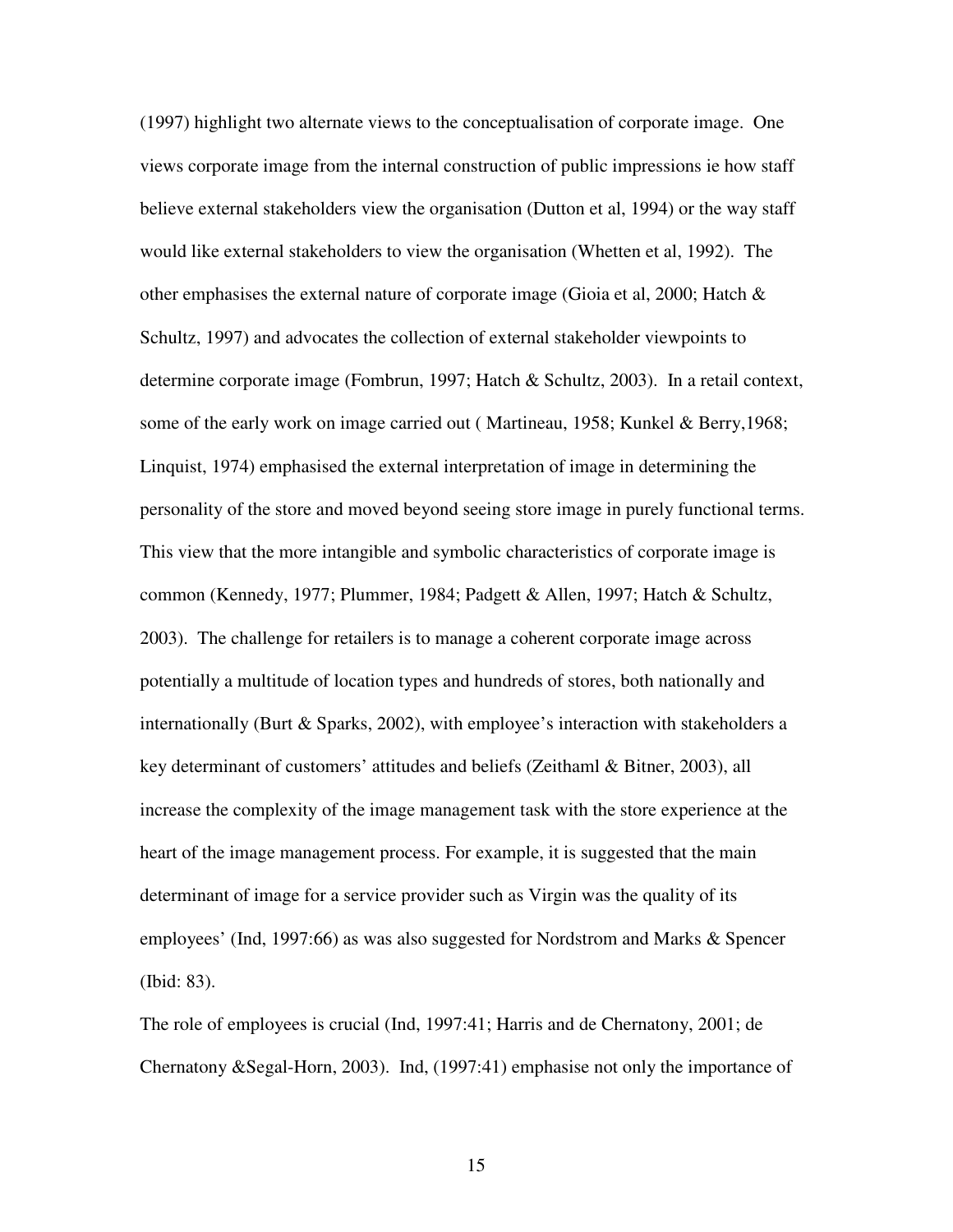(1997) highlight two alternate views to the conceptualisation of corporate image. One views corporate image from the internal construction of public impressions ie how staff believe external stakeholders view the organisation (Dutton et al, 1994) or the way staff would like external stakeholders to view the organisation (Whetten et al, 1992). The other emphasises the external nature of corporate image (Gioia et al, 2000; Hatch & Schultz, 1997) and advocates the collection of external stakeholder viewpoints to determine corporate image (Fombrun, 1997; Hatch & Schultz, 2003). In a retail context, some of the early work on image carried out ( Martineau, 1958; Kunkel & Berry,1968; Linquist, 1974) emphasised the external interpretation of image in determining the personality of the store and moved beyond seeing store image in purely functional terms. This view that the more intangible and symbolic characteristics of corporate image is common (Kennedy, 1977; Plummer, 1984; Padgett & Allen, 1997; Hatch & Schultz, 2003). The challenge for retailers is to manage a coherent corporate image across potentially a multitude of location types and hundreds of stores, both nationally and internationally (Burt & Sparks, 2002), with employee's interaction with stakeholders a key determinant of customers' attitudes and beliefs (Zeithaml & Bitner, 2003), all increase the complexity of the image management task with the store experience at the heart of the image management process. For example, it is suggested that the main determinant of image for a service provider such as Virgin was the quality of its employees' (Ind, 1997:66) as was also suggested for Nordstrom and Marks & Spencer (Ibid: 83).

The role of employees is crucial (Ind, 1997:41; Harris and de Chernatony, 2001; de Chernatony &Segal-Horn, 2003). Ind, (1997:41) emphasise not only the importance of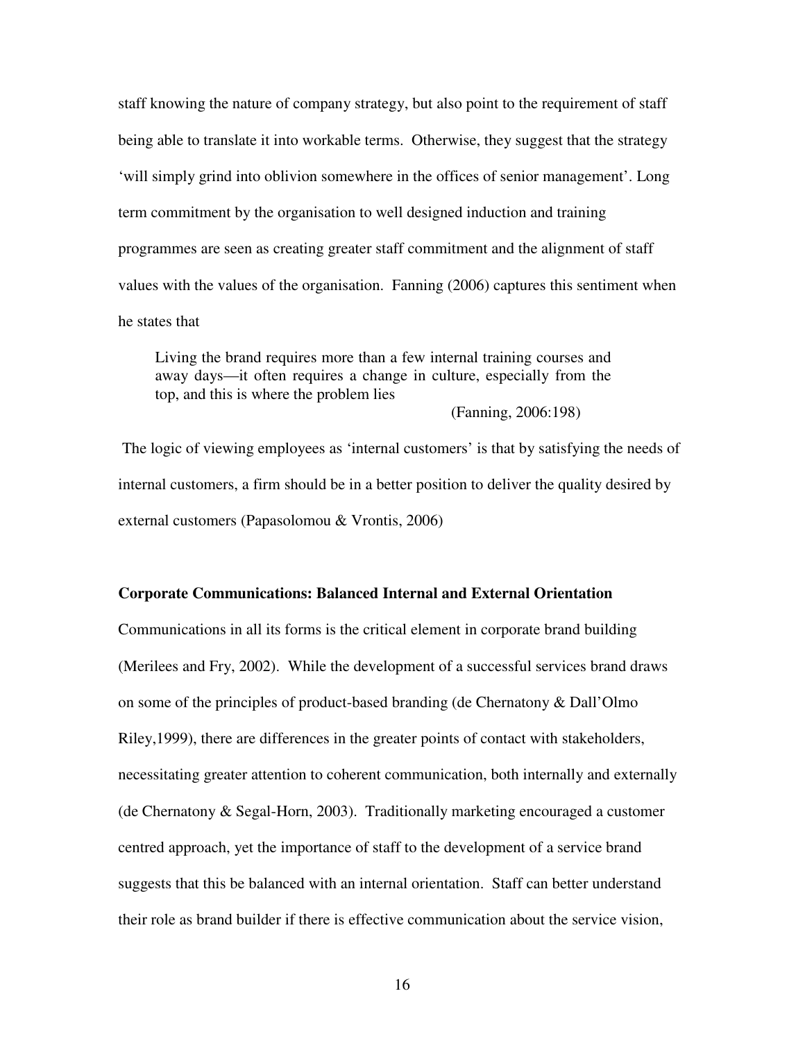staff knowing the nature of company strategy, but also point to the requirement of staff being able to translate it into workable terms. Otherwise, they suggest that the strategy 'will simply grind into oblivion somewhere in the offices of senior management'. Long term commitment by the organisation to well designed induction and training programmes are seen as creating greater staff commitment and the alignment of staff values with the values of the organisation. Fanning (2006) captures this sentiment when he states that

> Living the brand requires more than a few internal training courses and away days—it often requires a change in culture, especially from the top, and this is where the problem lies
>
> (Fanning, 2006:198)

The logic of viewing employees as 'internal customers' is that by satisfying the needs of internal customers, a firm should be in a better position to deliver the quality desired by external customers (Papasolomou & Vrontis, 2006)

**Corporate Communications: Balanced Internal and External Orientation**

Communications in all its forms is the critical element in corporate brand building (Merilees and Fry, 2002). While the development of a successful services brand draws on some of the principles of product-based branding (de Chernatony & Dall'Olmo Riley,1999), there are differences in the greater points of contact with stakeholders, necessitating greater attention to coherent communication, both internally and externally (de Chernatony & Segal-Horn, 2003). Traditionally marketing encouraged a customer centred approach, yet the importance of staff to the development of a service brand suggests that this be balanced with an internal orientation. Staff can better understand their role as brand builder if there is effective communication about the service vision,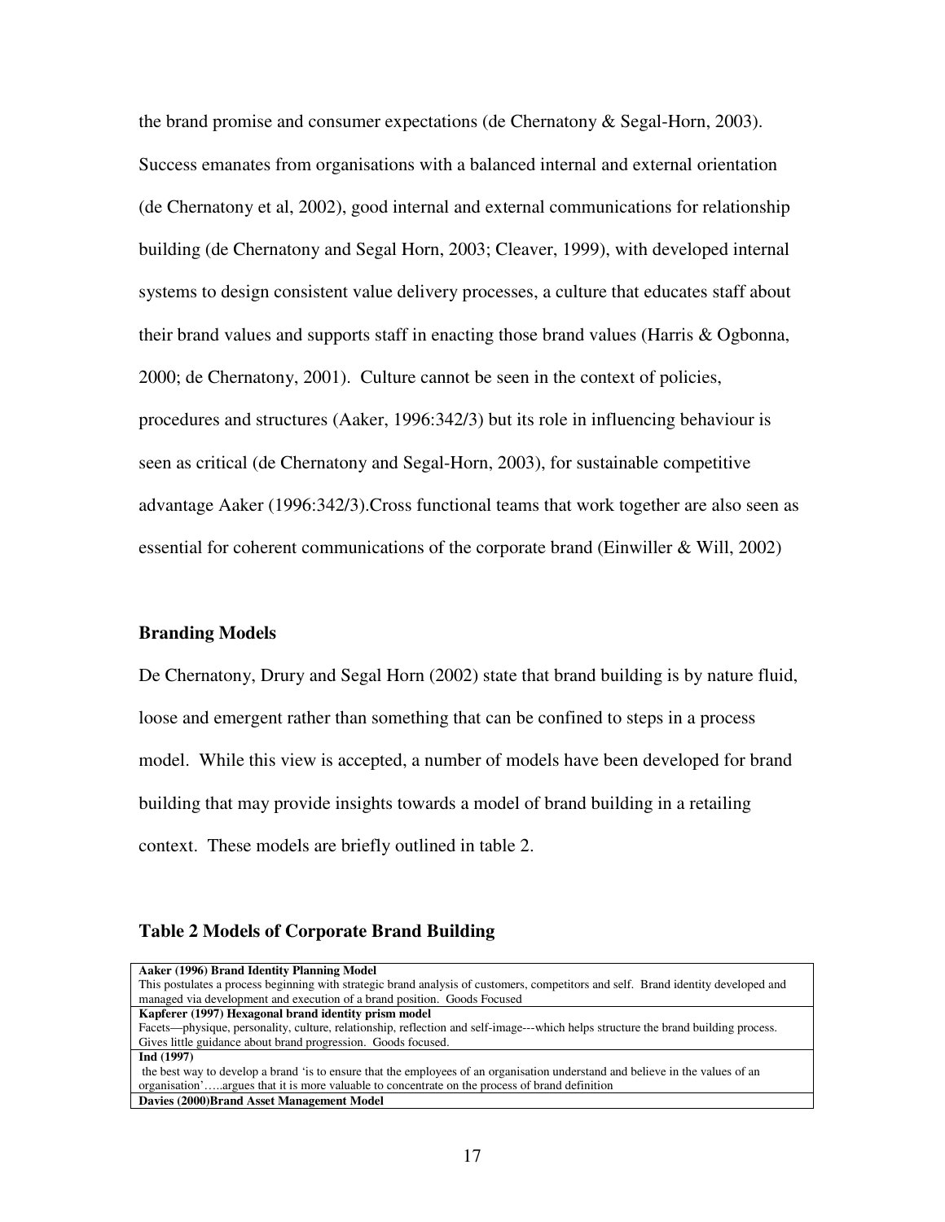the brand promise and consumer expectations (de Chernatony & Segal-Horn, 2003). Success emanates from organisations with a balanced internal and external orientation (de Chernatony et al, 2002), good internal and external communications for relationship building (de Chernatony and Segal Horn, 2003; Cleaver, 1999), with developed internal systems to design consistent value delivery processes, a culture that educates staff about their brand values and supports staff in enacting those brand values (Harris & Ogbonna, 2000; de Chernatony, 2001). Culture cannot be seen in the context of policies, procedures and structures (Aaker, 1996:342/3) but its role in influencing behaviour is seen as critical (de Chernatony and Segal-Horn, 2003), for sustainable competitive advantage Aaker (1996:342/3).Cross functional teams that work together are also seen as essential for coherent communications of the corporate brand (Einwiller & Will, 2002)

### Branding Models

De Chernatony, Drury and Segal Horn (2002) state that brand building is by nature fluid, loose and emergent rather than something that can be confined to steps in a process model. While this view is accepted, a number of models have been developed for brand building that may provide insights towards a model of brand building in a retailing context. These models are briefly outlined in table 2.

### Table 2 Models of Corporate Brand Building

| **Aaker (1996) Brand Identity Planning Model** |
|---|
| This postulates a process beginning with strategic brand analysis of customers, competitors and self. Brand identity developed and managed via development and execution of a brand position. Goods Focused |
| **Kapferer (1997) Hexagonal brand identity prism model** |
| Facets—physique, personality, culture, relationship, reflection and self-image---which helps structure the brand building process. Gives little guidance about brand progression. Goods focused. |
| **Ind (1997)** |
| the best way to develop a brand 'is to ensure that the employees of an organisation understand and believe in the values of an organisation'…..argues that it is more valuable to concentrate on the process of brand definition |
| **Davies (2000)Brand Asset Management Model** |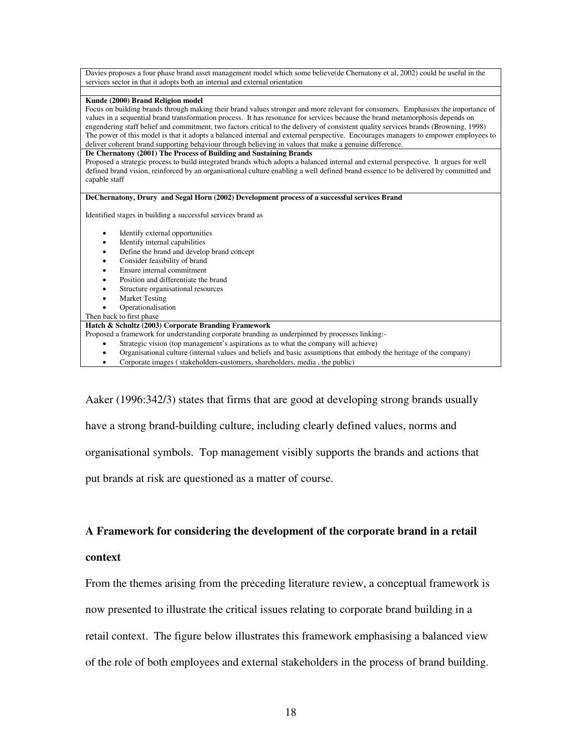| |
|---|
| Davies proposes a four phase brand asset management model which some believe(de Chernatony et al, 2002) could be useful in the services sector in that it adopts both an internal and external orientation |
| |
| **Kunde (2000) Brand Religion model**<br>Focus on building brands through making their brand values stronger and more relevant for consumers. Emphasises the importance of values in a sequential brand transformation process. It has resonance for services because the brand metamorphosis depends on engendering staff belief and commitment, two factors critical to the delivery of consistent quality services brands (Browning, 1998) The power of this model is that it adopts a balanced internal and external perspective. Encourages managers to empower employees to deliver coherent brand supporting behaviour through believing in values that make a genuine difference. |
| **De Chernatony (2001) The Process of Building and Sustaining Brands**<br>Proposed a strategic process to build integrated brands which adopts a balanced internal and external perspective. It argues for well defined brand vision, reinforced by an organisational culture enabling a well defined brand essence to be delivered by committed and capable staff |
| **DeChernatony, Drury and Segal Horn (2002) Development process of a successful services Brand**<br><br>Identified stages in building a successful services brand as<br><br>• Identify external opportunities<br>• Identify internal capabilities<br>• Define the brand and develop brand concept<br>• Consider feasibility of brand<br>• Ensure internal commitment<br>• Position and differentiate the brand<br>• Structure organisational resources<br>• Market Testing<br>• Operationalisation<br>Then back to first phase |
| **Hatch & Schultz (2003) Corporate Branding Framework**<br>Proposed a framework for understanding corporate branding as underpinned by processes linking:-<br>• Strategic vision (top management's aspirations as to what the company will achieve)<br>• Organisational culture (internal values and beliefs and basic assumptions that embody the heritage of the company)<br>• Corporate images ( stakeholders-customers, shareholders, media , the public) |

Aaker (1996:342/3) states that firms that are good at developing strong brands usually have a strong brand-building culture, including clearly defined values, norms and organisational symbols. Top management visibly supports the brands and actions that put brands at risk are questioned as a matter of course.

## A Framework for considering the development of the corporate brand in a retail context

From the themes arising from the preceding literature review, a conceptual framework is now presented to illustrate the critical issues relating to corporate brand building in a retail context. The figure below illustrates this framework emphasising a balanced view of the role of both employees and external stakeholders in the process of brand building.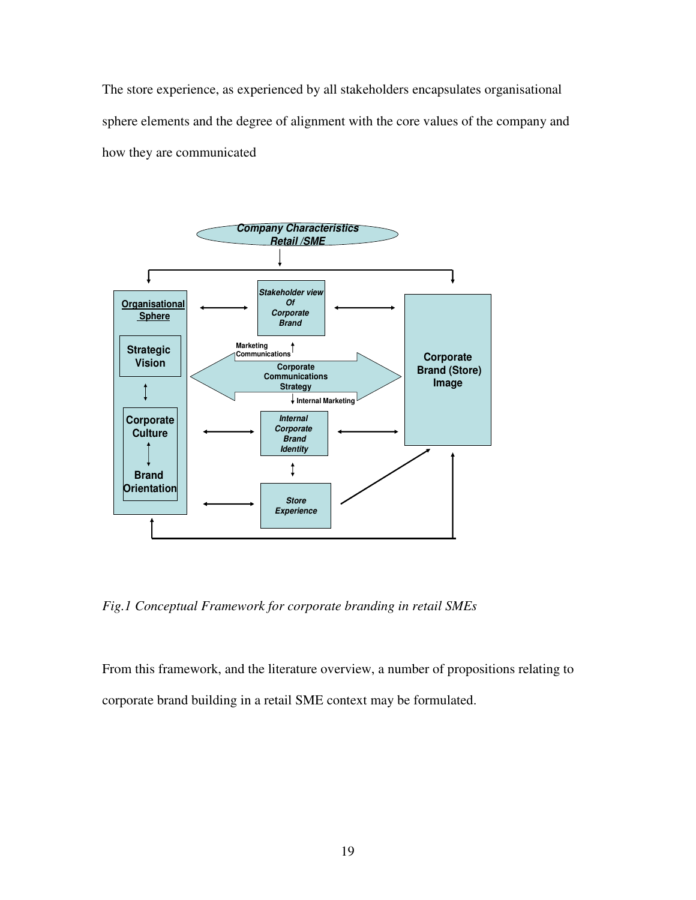The store experience, as experienced by all stakeholders encapsulates organisational sphere elements and the degree of alignment with the core values of the company and how they are communicated

*Fig.1 Conceptual Framework for corporate branding in retail SMEs*

From this framework, and the literature overview, a number of propositions relating to corporate brand building in a retail SME context may be formulated.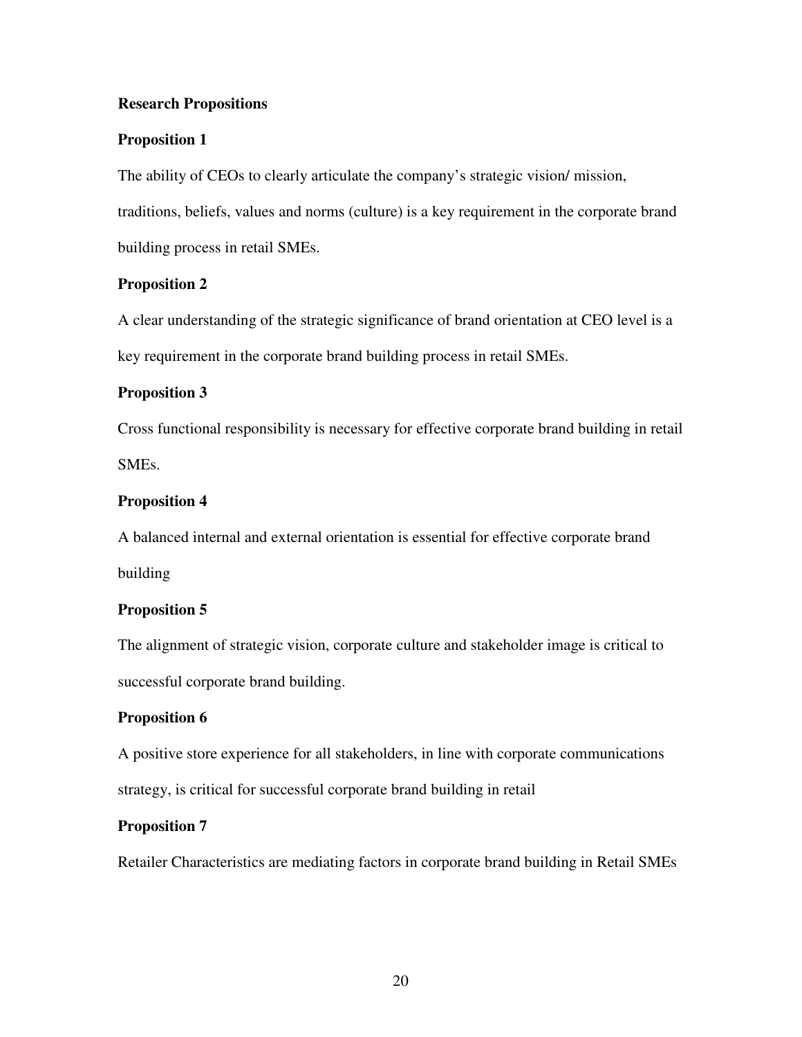**Research Propositions**

**Proposition 1**

The ability of CEOs to clearly articulate the company's strategic vision/ mission, traditions, beliefs, values and norms (culture) is a key requirement in the corporate brand building process in retail SMEs.

**Proposition 2**

A clear understanding of the strategic significance of brand orientation at CEO level is a key requirement in the corporate brand building process in retail SMEs.

**Proposition 3**

Cross functional responsibility is necessary for effective corporate brand building in retail SMEs.

**Proposition 4**

A balanced internal and external orientation is essential for effective corporate brand building

**Proposition 5**

The alignment of strategic vision, corporate culture and stakeholder image is critical to successful corporate brand building.

**Proposition 6**

A positive store experience for all stakeholders, in line with corporate communications strategy, is critical for successful corporate brand building in retail

**Proposition 7**

Retailer Characteristics are mediating factors in corporate brand building in Retail SMEs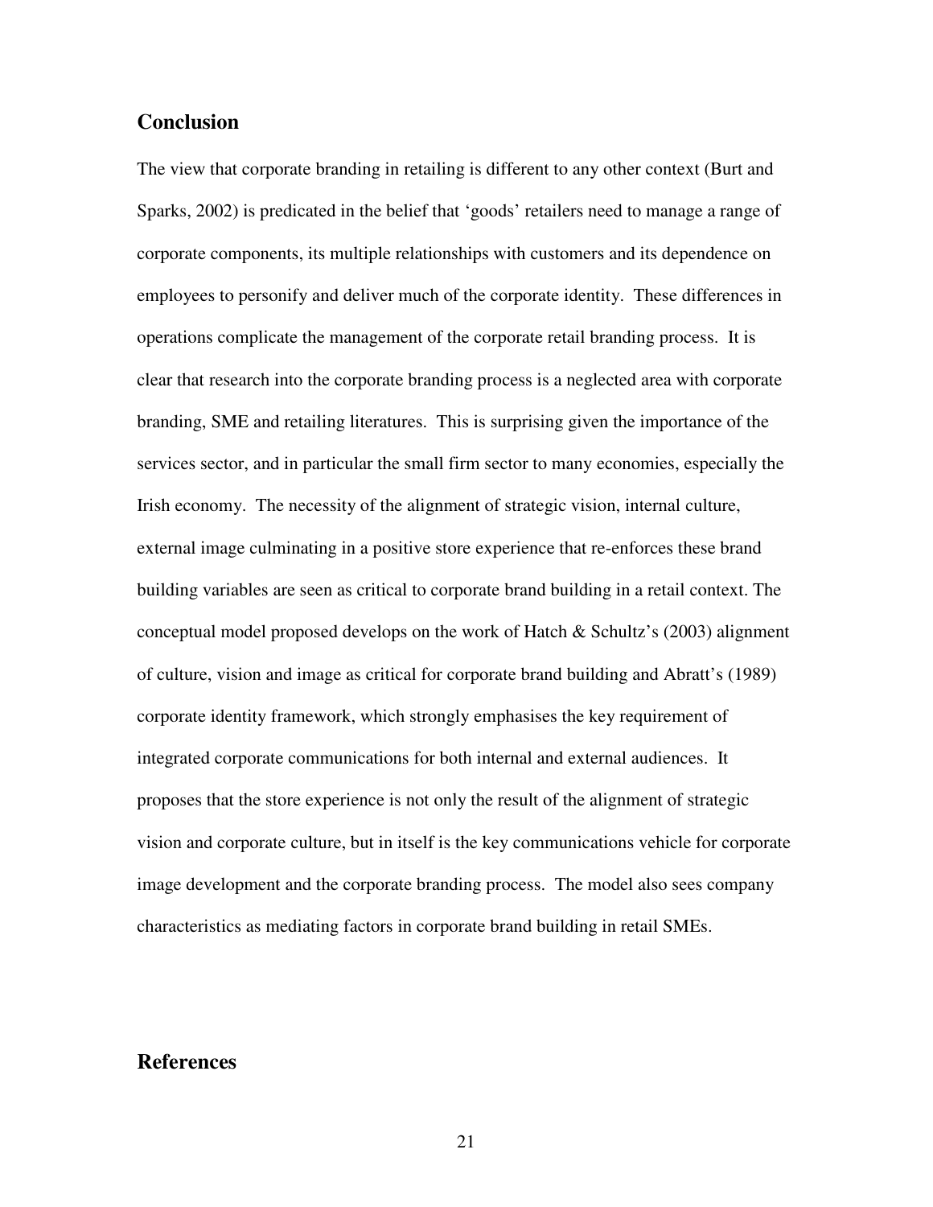## Conclusion

The view that corporate branding in retailing is different to any other context (Burt and Sparks, 2002) is predicated in the belief that 'goods' retailers need to manage a range of corporate components, its multiple relationships with customers and its dependence on employees to personify and deliver much of the corporate identity. These differences in operations complicate the management of the corporate retail branding process. It is clear that research into the corporate branding process is a neglected area with corporate branding, SME and retailing literatures. This is surprising given the importance of the services sector, and in particular the small firm sector to many economies, especially the Irish economy. The necessity of the alignment of strategic vision, internal culture, external image culminating in a positive store experience that re-enforces these brand building variables are seen as critical to corporate brand building in a retail context. The conceptual model proposed develops on the work of Hatch & Schultz's (2003) alignment of culture, vision and image as critical for corporate brand building and Abratt's (1989) corporate identity framework, which strongly emphasises the key requirement of integrated corporate communications for both internal and external audiences. It proposes that the store experience is not only the result of the alignment of strategic vision and corporate culture, but in itself is the key communications vehicle for corporate image development and the corporate branding process. The model also sees company characteristics as mediating factors in corporate brand building in retail SMEs.

## References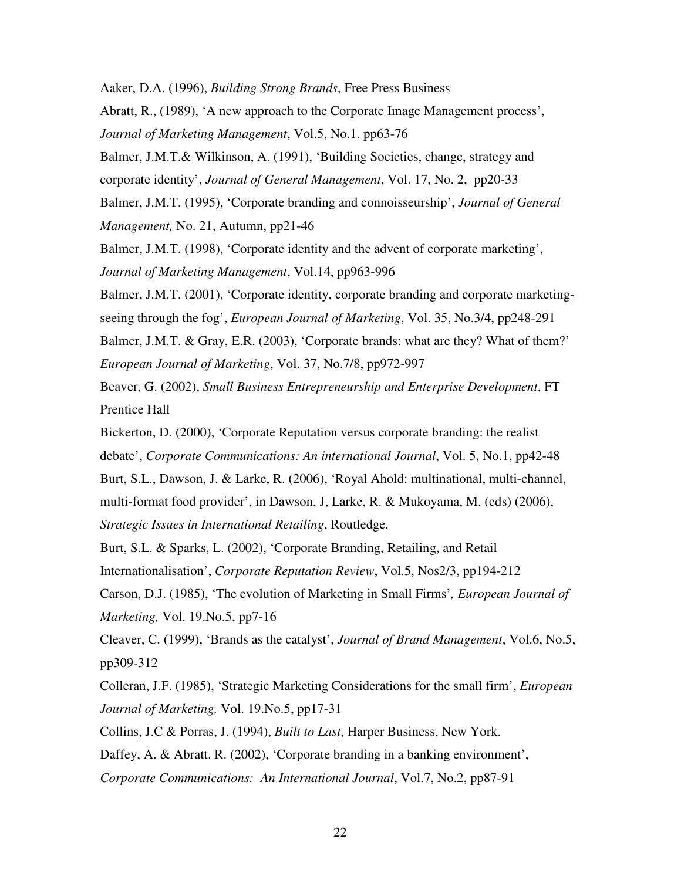Aaker, D.A. (1996), *Building Strong Brands*, Free Press Business

Abratt, R., (1989), 'A new approach to the Corporate Image Management process', *Journal of Marketing Management*, Vol.5, No.1. pp63-76

Balmer, J.M.T.& Wilkinson, A. (1991), 'Building Societies, change, strategy and corporate identity', *Journal of General Management*, Vol. 17, No. 2, pp20-33

Balmer, J.M.T. (1995), 'Corporate branding and connoisseurship', *Journal of General Management,* No. 21, Autumn, pp21-46

Balmer, J.M.T. (1998), 'Corporate identity and the advent of corporate marketing', *Journal of Marketing Management*, Vol.14, pp963-996

Balmer, J.M.T. (2001), 'Corporate identity, corporate branding and corporate marketing-seeing through the fog', *European Journal of Marketing*, Vol. 35, No.3/4, pp248-291

Balmer, J.M.T. & Gray, E.R. (2003), 'Corporate brands: what are they? What of them?' *European Journal of Marketing*, Vol. 37, No.7/8, pp972-997

Beaver, G. (2002), *Small Business Entrepreneurship and Enterprise Development*, FT Prentice Hall

Bickerton, D. (2000), 'Corporate Reputation versus corporate branding: the realist debate', *Corporate Communications: An international Journal*, Vol. 5, No.1, pp42-48

Burt, S.L., Dawson, J. & Larke, R. (2006), 'Royal Ahold: multinational, multi-channel, multi-format food provider', in Dawson, J, Larke, R. & Mukoyama, M. (eds) (2006), *Strategic Issues in International Retailing*, Routledge.

Burt, S.L. & Sparks, L. (2002), 'Corporate Branding, Retailing, and Retail Internationalisation', *Corporate Reputation Review*, Vol.5, Nos2/3, pp194-212

Carson, D.J. (1985), 'The evolution of Marketing in Small Firms'*, European Journal of Marketing,* Vol. 19.No.5, pp7-16

Cleaver, C. (1999), 'Brands as the catalyst', *Journal of Brand Management*, Vol.6, No.5, pp309-312

Colleran, J.F. (1985), 'Strategic Marketing Considerations for the small firm', *European Journal of Marketing,* Vol. 19.No.5, pp17-31

Collins, J.C & Porras, J. (1994), *Built to Last*, Harper Business, New York.

Daffey, A. & Abratt. R. (2002), 'Corporate branding in a banking environment', *Corporate Communications: An International Journal*, Vol.7, No.2, pp87-91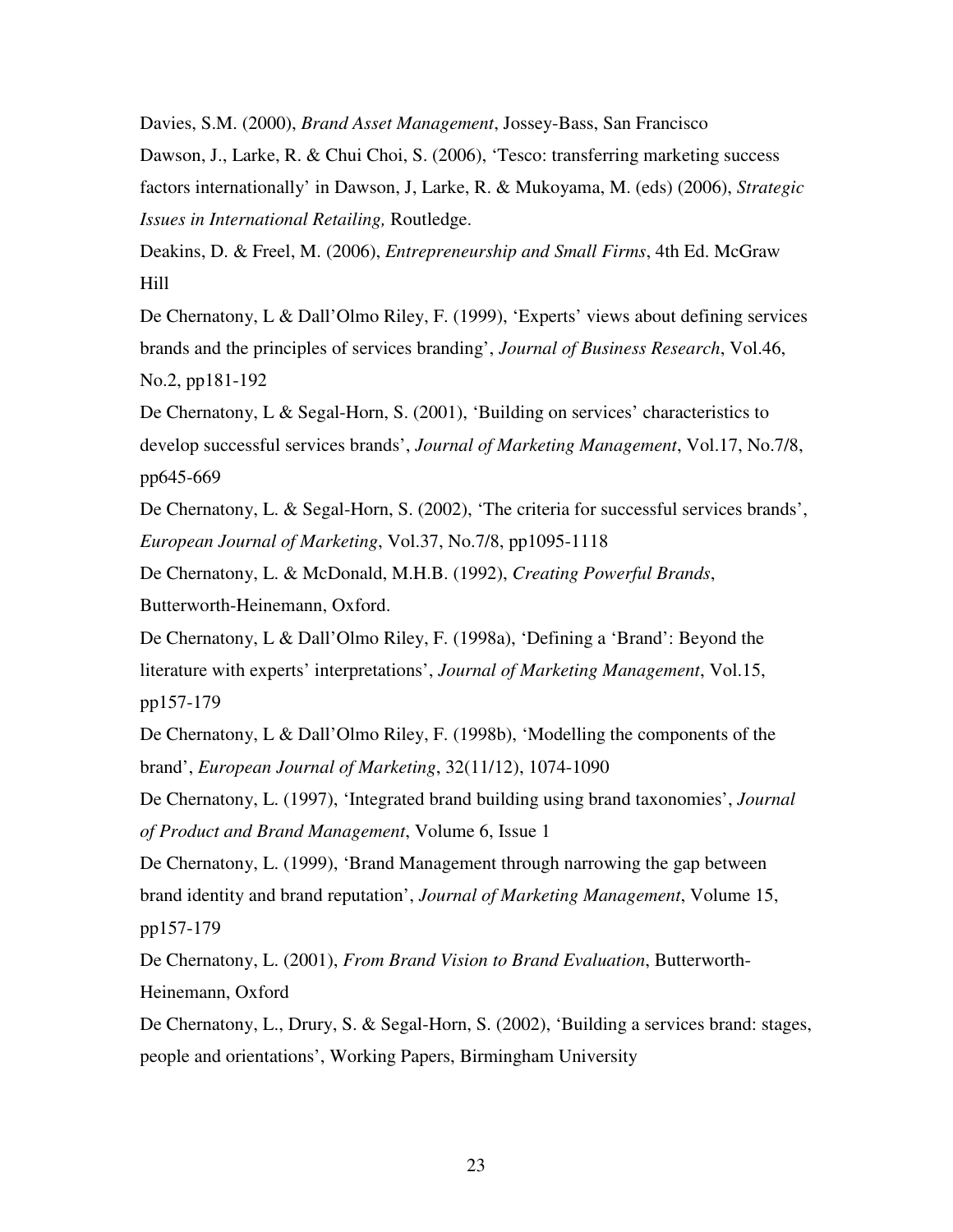Davies, S.M. (2000), *Brand Asset Management*, Jossey-Bass, San Francisco

Dawson, J., Larke, R. & Chui Choi, S. (2006), 'Tesco: transferring marketing success factors internationally' in Dawson, J, Larke, R. & Mukoyama, M. (eds) (2006), *Strategic Issues in International Retailing,* Routledge.

Deakins, D. & Freel, M. (2006), *Entrepreneurship and Small Firms*, 4th Ed. McGraw Hill

De Chernatony, L & Dall'Olmo Riley, F. (1999), 'Experts' views about defining services brands and the principles of services branding', *Journal of Business Research*, Vol.46, No.2, pp181-192

De Chernatony, L & Segal-Horn, S. (2001), 'Building on services' characteristics to develop successful services brands', *Journal of Marketing Management*, Vol.17, No.7/8, pp645-669

De Chernatony, L. & Segal-Horn, S. (2002), 'The criteria for successful services brands', *European Journal of Marketing*, Vol.37, No.7/8, pp1095-1118

De Chernatony, L. & McDonald, M.H.B. (1992), *Creating Powerful Brands*, Butterworth-Heinemann, Oxford.

De Chernatony, L & Dall'Olmo Riley, F. (1998a), 'Defining a 'Brand': Beyond the literature with experts' interpretations', *Journal of Marketing Management*, Vol.15, pp157-179

De Chernatony, L & Dall'Olmo Riley, F. (1998b), 'Modelling the components of the brand', *European Journal of Marketing*, 32(11/12), 1074-1090

De Chernatony, L. (1997), 'Integrated brand building using brand taxonomies', *Journal of Product and Brand Management*, Volume 6, Issue 1

De Chernatony, L. (1999), 'Brand Management through narrowing the gap between brand identity and brand reputation', *Journal of Marketing Management*, Volume 15, pp157-179

De Chernatony, L. (2001), *From Brand Vision to Brand Evaluation*, Butterworth-Heinemann, Oxford

De Chernatony, L., Drury, S. & Segal-Horn, S. (2002), 'Building a services brand: stages, people and orientations', Working Papers, Birmingham University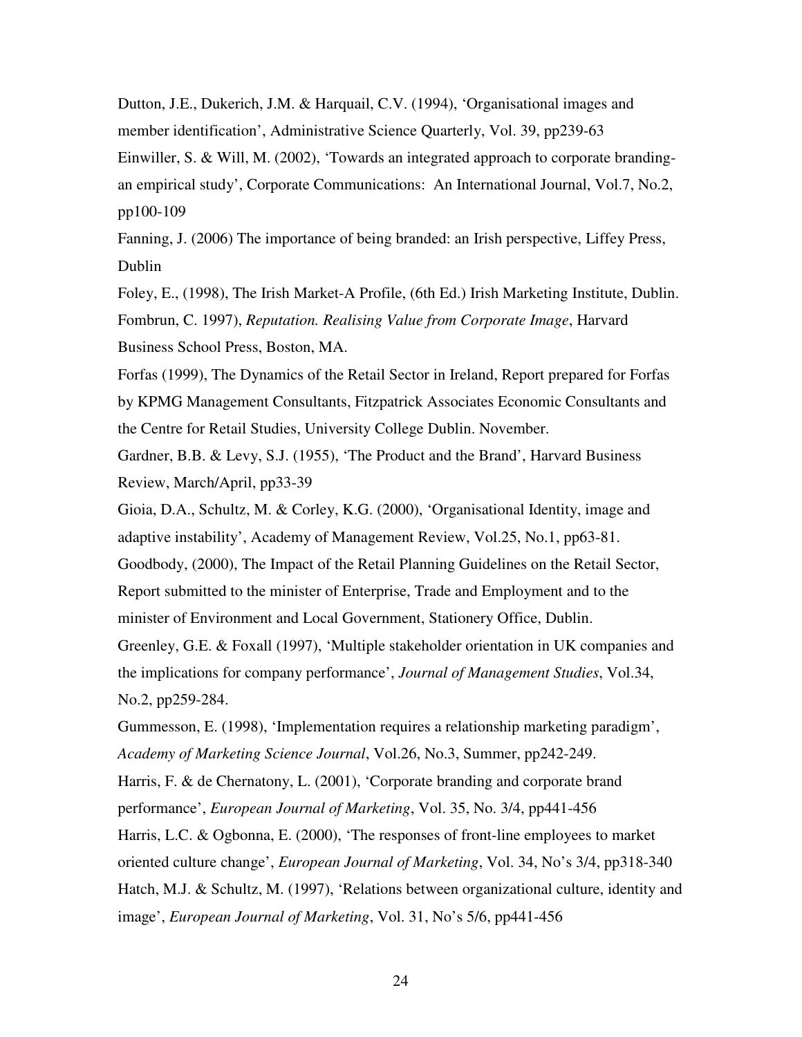Dutton, J.E., Dukerich, J.M. & Harquail, C.V. (1994), 'Organisational images and member identification', Administrative Science Quarterly, Vol. 39, pp239-63

Einwiller, S. & Will, M. (2002), 'Towards an integrated approach to corporate branding- an empirical study', Corporate Communications: An International Journal, Vol.7, No.2, pp100-109

Fanning, J. (2006) The importance of being branded: an Irish perspective, Liffey Press, Dublin

Foley, E., (1998), The Irish Market-A Profile, (6th Ed.) Irish Marketing Institute, Dublin.

Fombrun, C. 1997), *Reputation. Realising Value from Corporate Image*, Harvard Business School Press, Boston, MA.

Forfas (1999), The Dynamics of the Retail Sector in Ireland, Report prepared for Forfas by KPMG Management Consultants, Fitzpatrick Associates Economic Consultants and the Centre for Retail Studies, University College Dublin. November.

Gardner, B.B. & Levy, S.J. (1955), 'The Product and the Brand', Harvard Business Review, March/April, pp33-39

Gioia, D.A., Schultz, M. & Corley, K.G. (2000), 'Organisational Identity, image and adaptive instability', Academy of Management Review, Vol.25, No.1, pp63-81.

Goodbody, (2000), The Impact of the Retail Planning Guidelines on the Retail Sector, Report submitted to the minister of Enterprise, Trade and Employment and to the minister of Environment and Local Government, Stationery Office, Dublin.

Greenley, G.E. & Foxall (1997), 'Multiple stakeholder orientation in UK companies and the implications for company performance', *Journal of Management Studies*, Vol.34, No.2, pp259-284.

Gummesson, E. (1998), 'Implementation requires a relationship marketing paradigm', *Academy of Marketing Science Journal*, Vol.26, No.3, Summer, pp242-249.

Harris, F. & de Chernatony, L. (2001), 'Corporate branding and corporate brand performance', *European Journal of Marketing*, Vol. 35, No. 3/4, pp441-456

Harris, L.C. & Ogbonna, E. (2000), 'The responses of front-line employees to market oriented culture change', *European Journal of Marketing*, Vol. 34, No's 3/4, pp318-340

Hatch, M.J. & Schultz, M. (1997), 'Relations between organizational culture, identity and image', *European Journal of Marketing*, Vol. 31, No's 5/6, pp441-456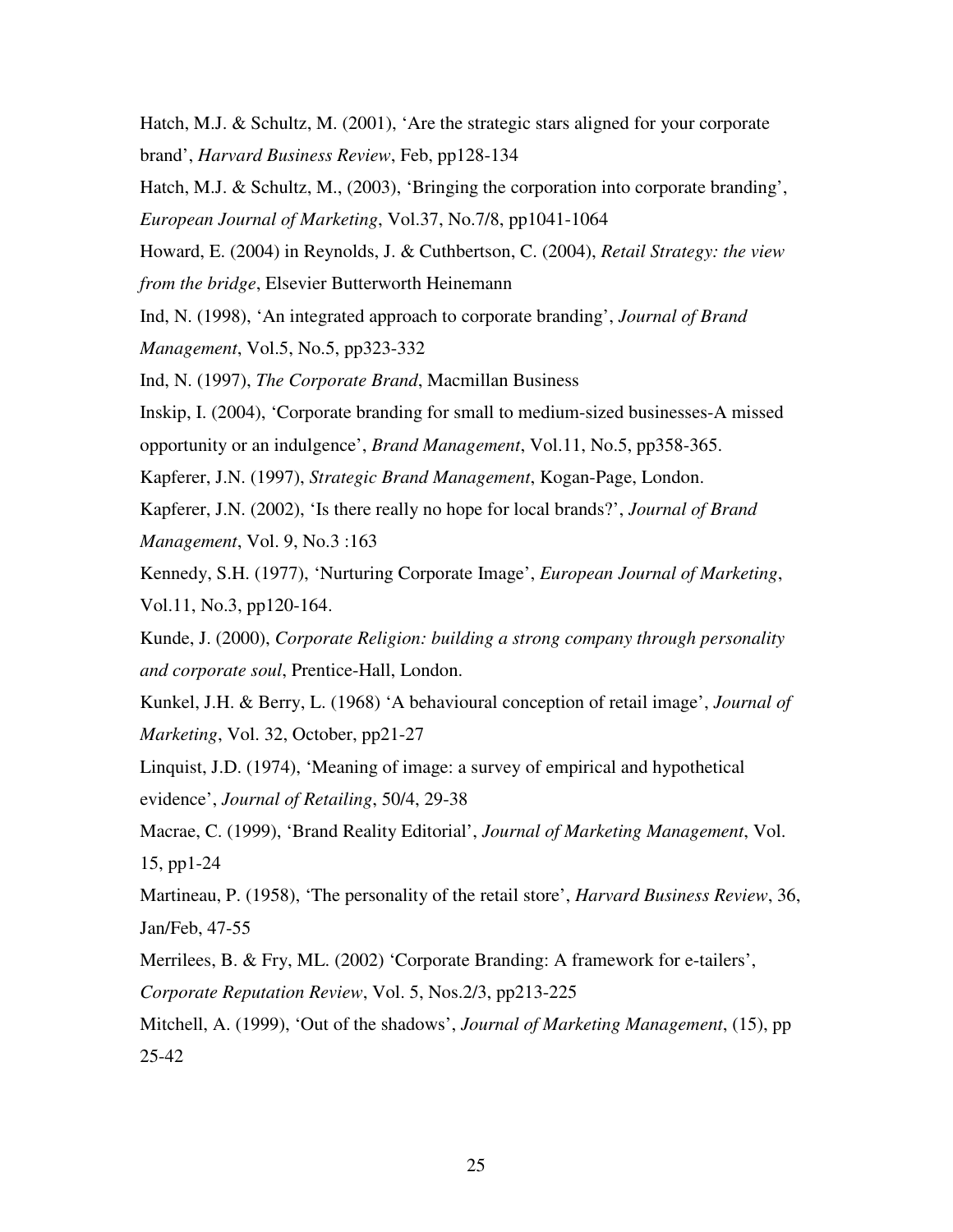Hatch, M.J. & Schultz, M. (2001), 'Are the strategic stars aligned for your corporate brand', *Harvard Business Review*, Feb, pp128-134

Hatch, M.J. & Schultz, M., (2003), 'Bringing the corporation into corporate branding', *European Journal of Marketing*, Vol.37, No.7/8, pp1041-1064

Howard, E. (2004) in Reynolds, J. & Cuthbertson, C. (2004), *Retail Strategy: the view from the bridge*, Elsevier Butterworth Heinemann

Ind, N. (1998), 'An integrated approach to corporate branding', *Journal of Brand Management*, Vol.5, No.5, pp323-332

Ind, N. (1997), *The Corporate Brand*, Macmillan Business

Inskip, I. (2004), 'Corporate branding for small to medium-sized businesses-A missed opportunity or an indulgence', *Brand Management*, Vol.11, No.5, pp358-365.

Kapferer, J.N. (1997), *Strategic Brand Management*, Kogan-Page, London.

Kapferer, J.N. (2002), 'Is there really no hope for local brands?', *Journal of Brand Management*, Vol. 9, No.3 :163

Kennedy, S.H. (1977), 'Nurturing Corporate Image', *European Journal of Marketing*, Vol.11, No.3, pp120-164.

Kunde, J. (2000), *Corporate Religion: building a strong company through personality and corporate soul*, Prentice-Hall, London.

Kunkel, J.H. & Berry, L. (1968) 'A behavioural conception of retail image', *Journal of Marketing*, Vol. 32, October, pp21-27

Linquist, J.D. (1974), 'Meaning of image: a survey of empirical and hypothetical evidence', *Journal of Retailing*, 50/4, 29-38

Macrae, C. (1999), 'Brand Reality Editorial', *Journal of Marketing Management*, Vol. 15, pp1-24

Martineau, P. (1958), 'The personality of the retail store', *Harvard Business Review*, 36, Jan/Feb, 47-55

Merrilees, B. & Fry, ML. (2002) 'Corporate Branding: A framework for e-tailers', *Corporate Reputation Review*, Vol. 5, Nos.2/3, pp213-225

Mitchell, A. (1999), 'Out of the shadows', *Journal of Marketing Management*, (15), pp 25-42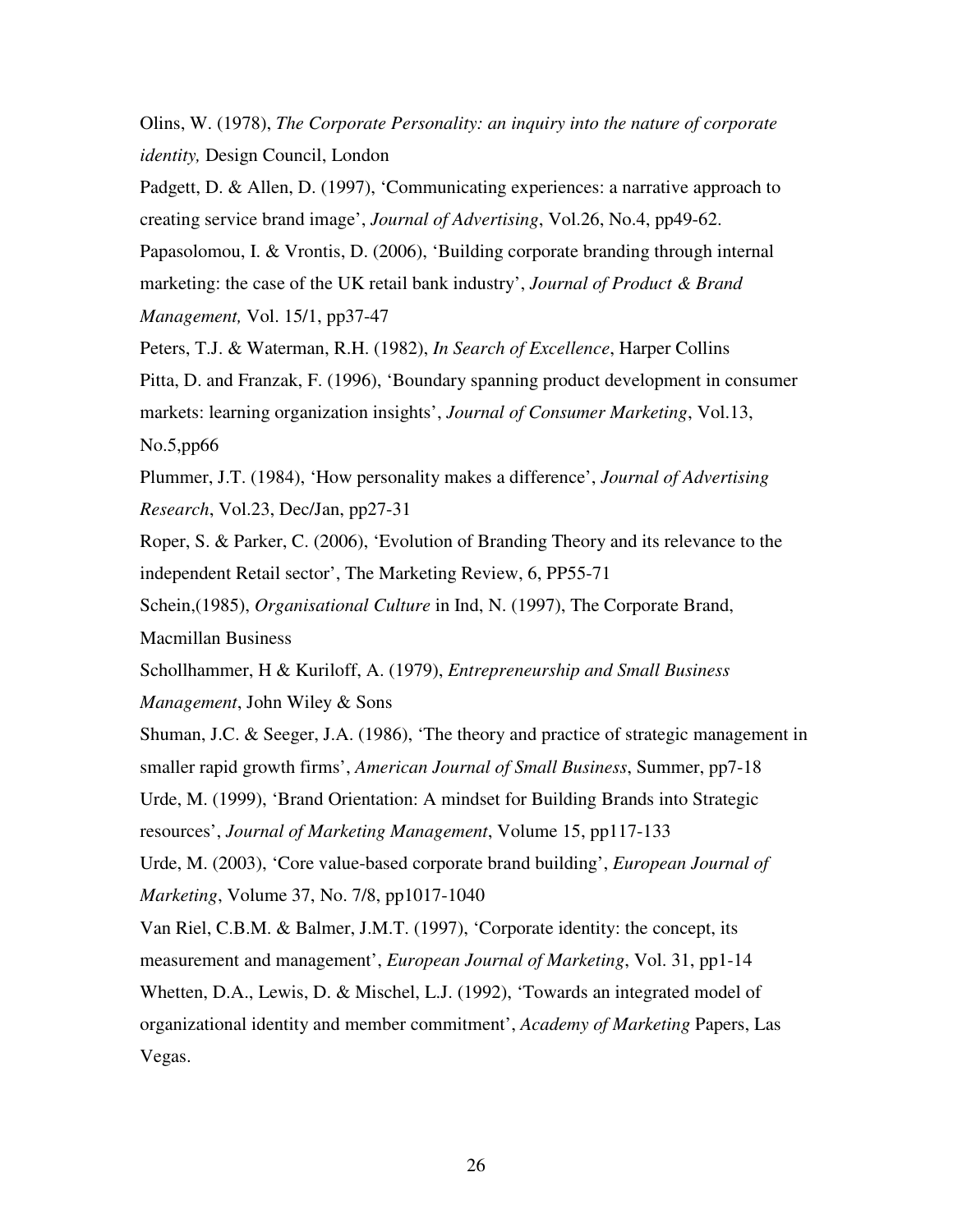Olins, W. (1978), *The Corporate Personality: an inquiry into the nature of corporate identity,* Design Council, London

Padgett, D. & Allen, D. (1997), 'Communicating experiences: a narrative approach to creating service brand image', *Journal of Advertising*, Vol.26, No.4, pp49-62.

Papasolomou, I. & Vrontis, D. (2006), 'Building corporate branding through internal marketing: the case of the UK retail bank industry', *Journal of Product & Brand Management,* Vol. 15/1, pp37-47

Peters, T.J. & Waterman, R.H. (1982), *In Search of Excellence*, Harper Collins

Pitta, D. and Franzak, F. (1996), 'Boundary spanning product development in consumer markets: learning organization insights', *Journal of Consumer Marketing*, Vol.13, No.5,pp66

Plummer, J.T. (1984), 'How personality makes a difference', *Journal of Advertising Research*, Vol.23, Dec/Jan, pp27-31

Roper, S. & Parker, C. (2006), 'Evolution of Branding Theory and its relevance to the independent Retail sector', The Marketing Review, 6, PP55-71

Schein,(1985), *Organisational Culture* in Ind, N. (1997), The Corporate Brand, Macmillan Business

Schollhammer, H & Kuriloff, A. (1979), *Entrepreneurship and Small Business Management*, John Wiley & Sons

Shuman, J.C. & Seeger, J.A. (1986), 'The theory and practice of strategic management in smaller rapid growth firms', *American Journal of Small Business*, Summer, pp7-18

Urde, M. (1999), 'Brand Orientation: A mindset for Building Brands into Strategic resources', *Journal of Marketing Management*, Volume 15, pp117-133

Urde, M. (2003), 'Core value-based corporate brand building', *European Journal of Marketing*, Volume 37, No. 7/8, pp1017-1040

Van Riel, C.B.M. & Balmer, J.M.T. (1997), 'Corporate identity: the concept, its measurement and management', *European Journal of Marketing*, Vol. 31, pp1-14

Whetten, D.A., Lewis, D. & Mischel, L.J. (1992), 'Towards an integrated model of organizational identity and member commitment', *Academy of Marketing* Papers, Las Vegas.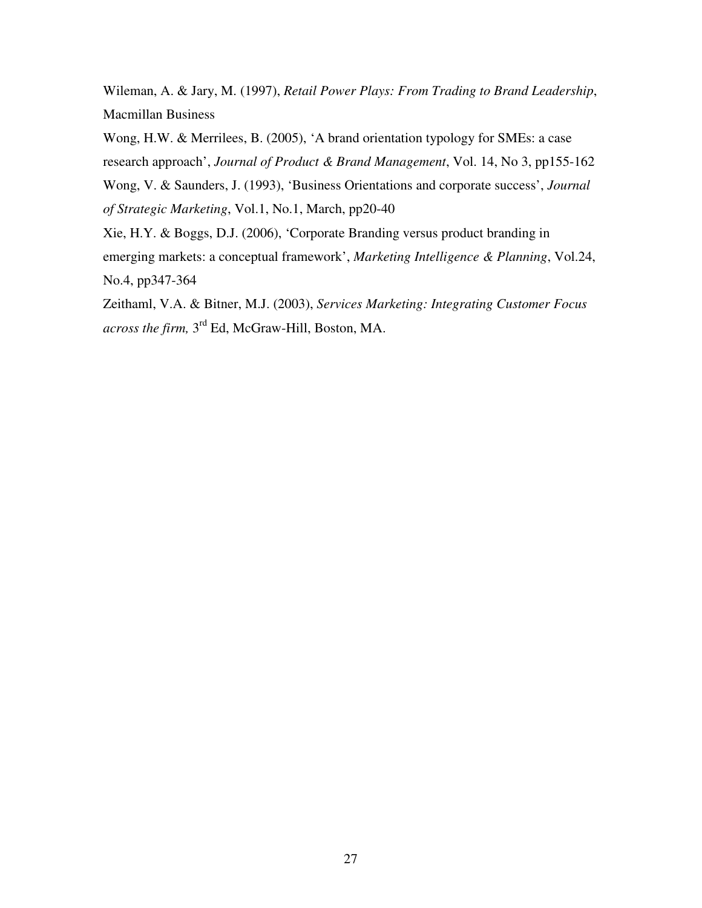Wileman, A. & Jary, M. (1997), *Retail Power Plays: From Trading to Brand Leadership*, Macmillan Business

Wong, H.W. & Merrilees, B. (2005), 'A brand orientation typology for SMEs: a case research approach', *Journal of Product & Brand Management*, Vol. 14, No 3, pp155-162

Wong, V. & Saunders, J. (1993), 'Business Orientations and corporate success', *Journal of Strategic Marketing*, Vol.1, No.1, March, pp20-40

Xie, H.Y. & Boggs, D.J. (2006), 'Corporate Branding versus product branding in emerging markets: a conceptual framework', *Marketing Intelligence & Planning*, Vol.24, No.4, pp347-364

Zeithaml, V.A. & Bitner, M.J. (2003), *Services Marketing: Integrating Customer Focus across the firm,* 3rd Ed, McGraw-Hill, Boston, MA.